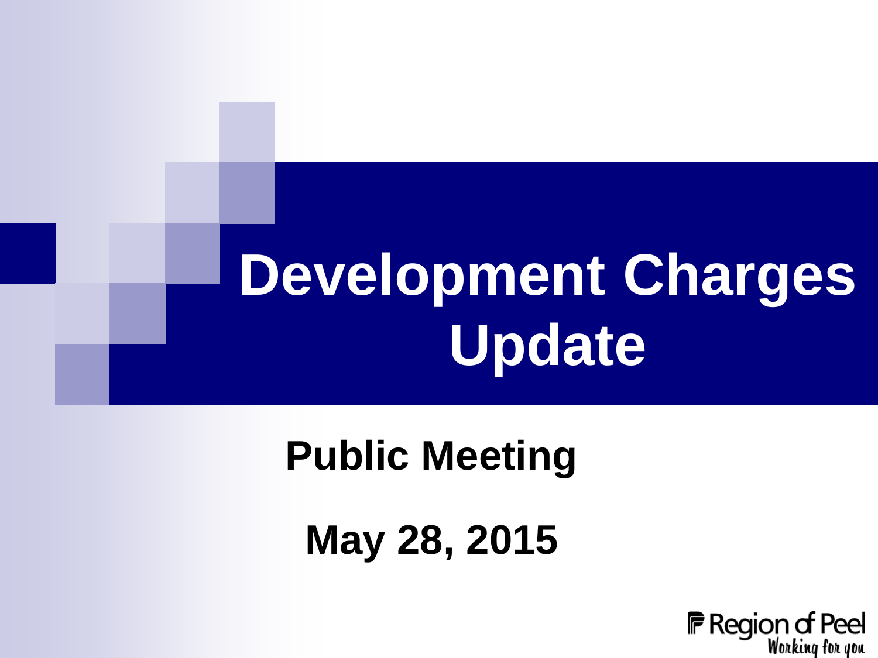# Development Charges Update

**Public Meeting**

**May 28, 2015**

Region of Peel
*Working for you*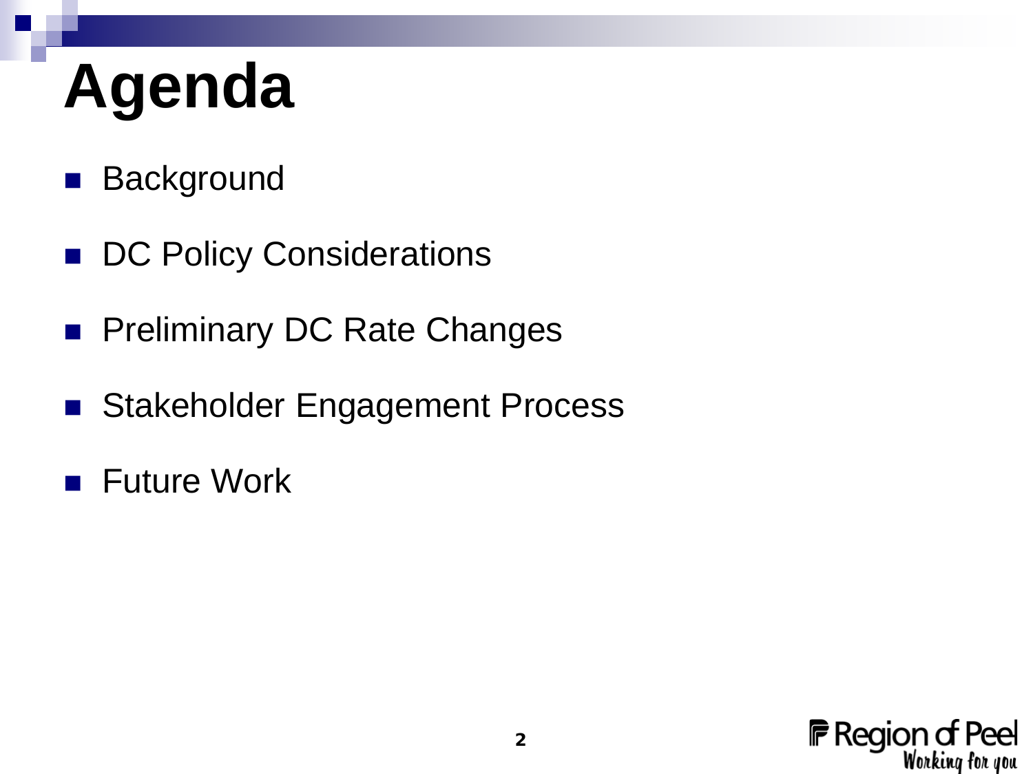# Agenda

- Background
- DC Policy Considerations
- Preliminary DC Rate Changes
- Stakeholder Engagement Process
- Future Work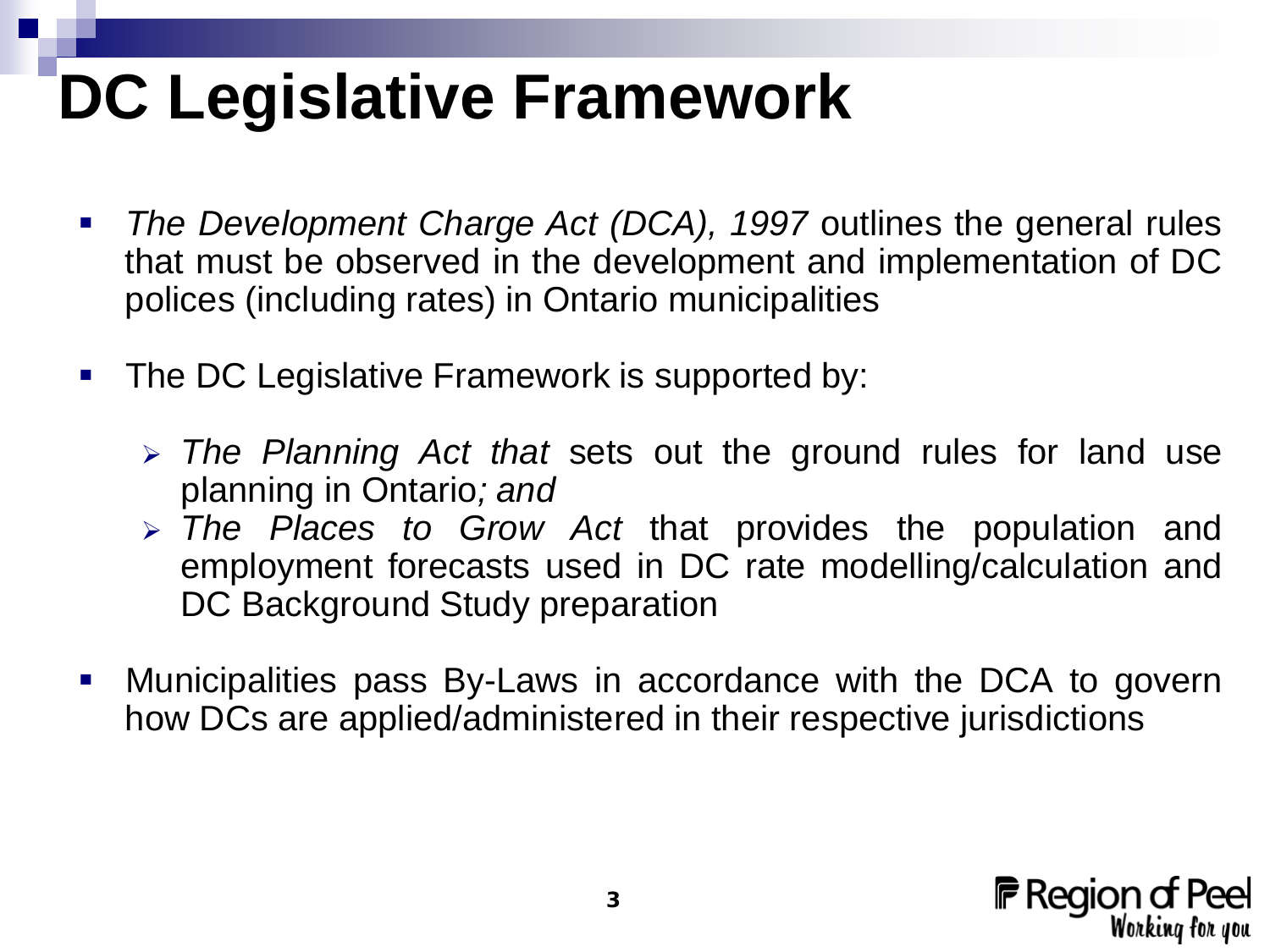# DC Legislative Framework

- *The Development Charge Act (DCA), 1997* outlines the general rules that must be observed in the development and implementation of DC polices (including rates) in Ontario municipalities
- The DC Legislative Framework is supported by:
  - *The Planning Act that* sets out the ground rules for land use planning in Ontario*; and*
  - *The Places to Grow Act* that provides the population and employment forecasts used in DC rate modelling/calculation and DC Background Study preparation
- Municipalities pass By-Laws in accordance with the DCA to govern how DCs are applied/administered in their respective jurisdictions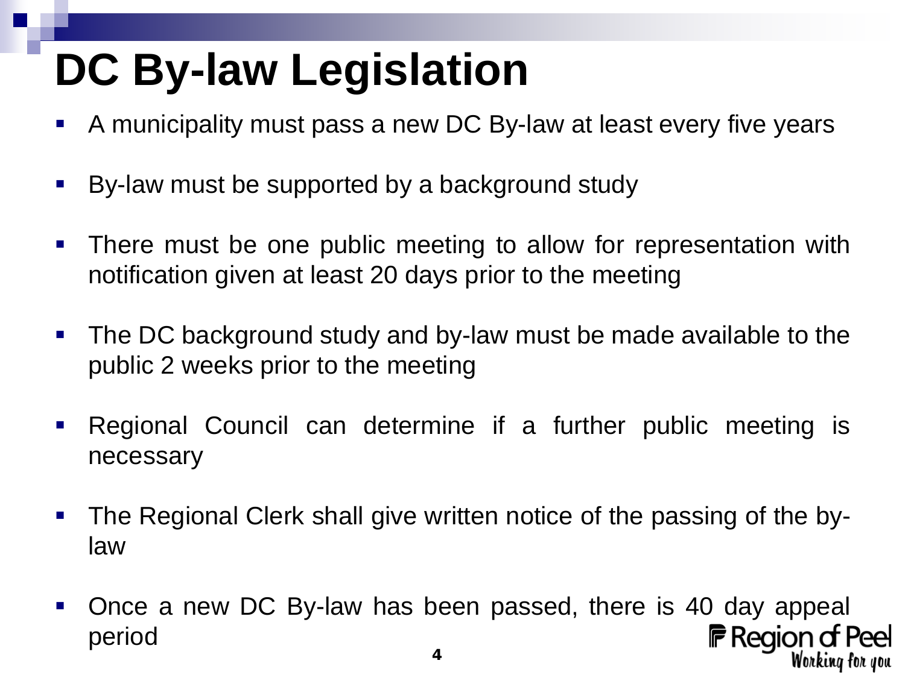# DC By-law Legislation

- A municipality must pass a new DC By-law at least every five years
- By-law must be supported by a background study
- There must be one public meeting to allow for representation with notification given at least 20 days prior to the meeting
- The DC background study and by-law must be made available to the public 2 weeks prior to the meeting
- Regional Council can determine if a further public meeting is necessary
- The Regional Clerk shall give written notice of the passing of the by-law
- Once a new DC By-law has been passed, there is 40 day appeal period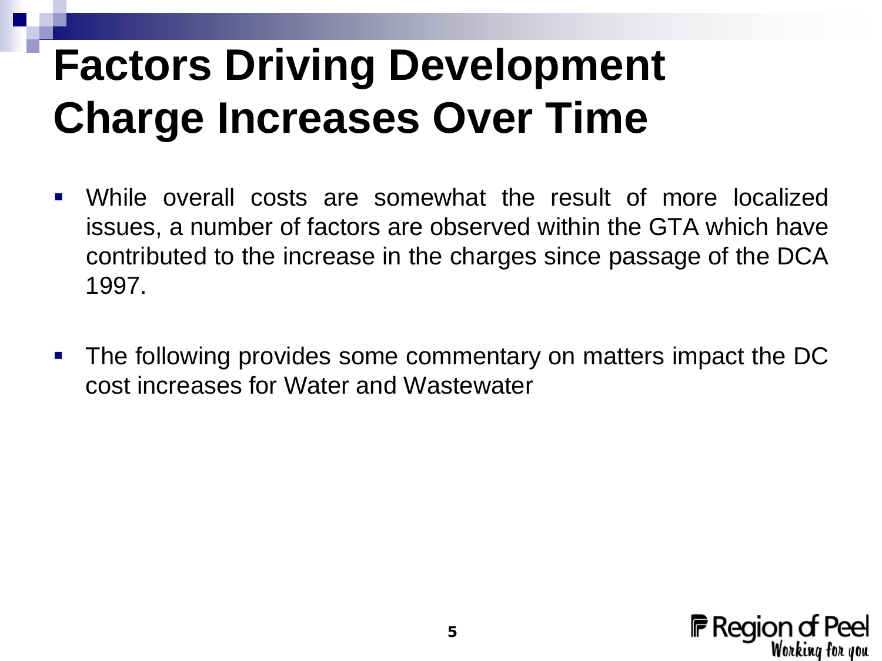# Factors Driving Development Charge Increases Over Time

- While overall costs are somewhat the result of more localized issues, a number of factors are observed within the GTA which have contributed to the increase in the charges since passage of the DCA 1997.

- The following provides some commentary on matters impact the DC cost increases for Water and Wastewater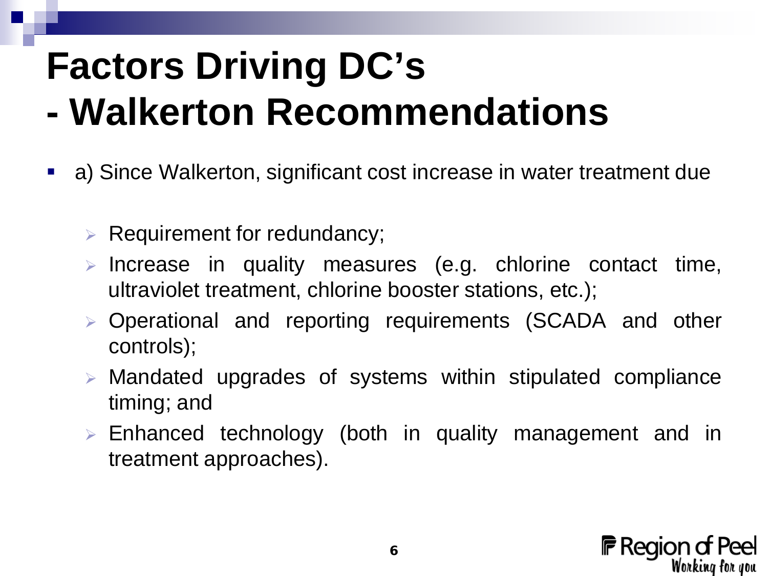# Factors Driving DC's
# - Walkerton Recommendations

- a) Since Walkerton, significant cost increase in water treatment due
  - Requirement for redundancy;
  - Increase in quality measures (e.g. chlorine contact time, ultraviolet treatment, chlorine booster stations, etc.);
  - Operational and reporting requirements (SCADA and other controls);
  - Mandated upgrades of systems within stipulated compliance timing; and
  - Enhanced technology (both in quality management and in treatment approaches).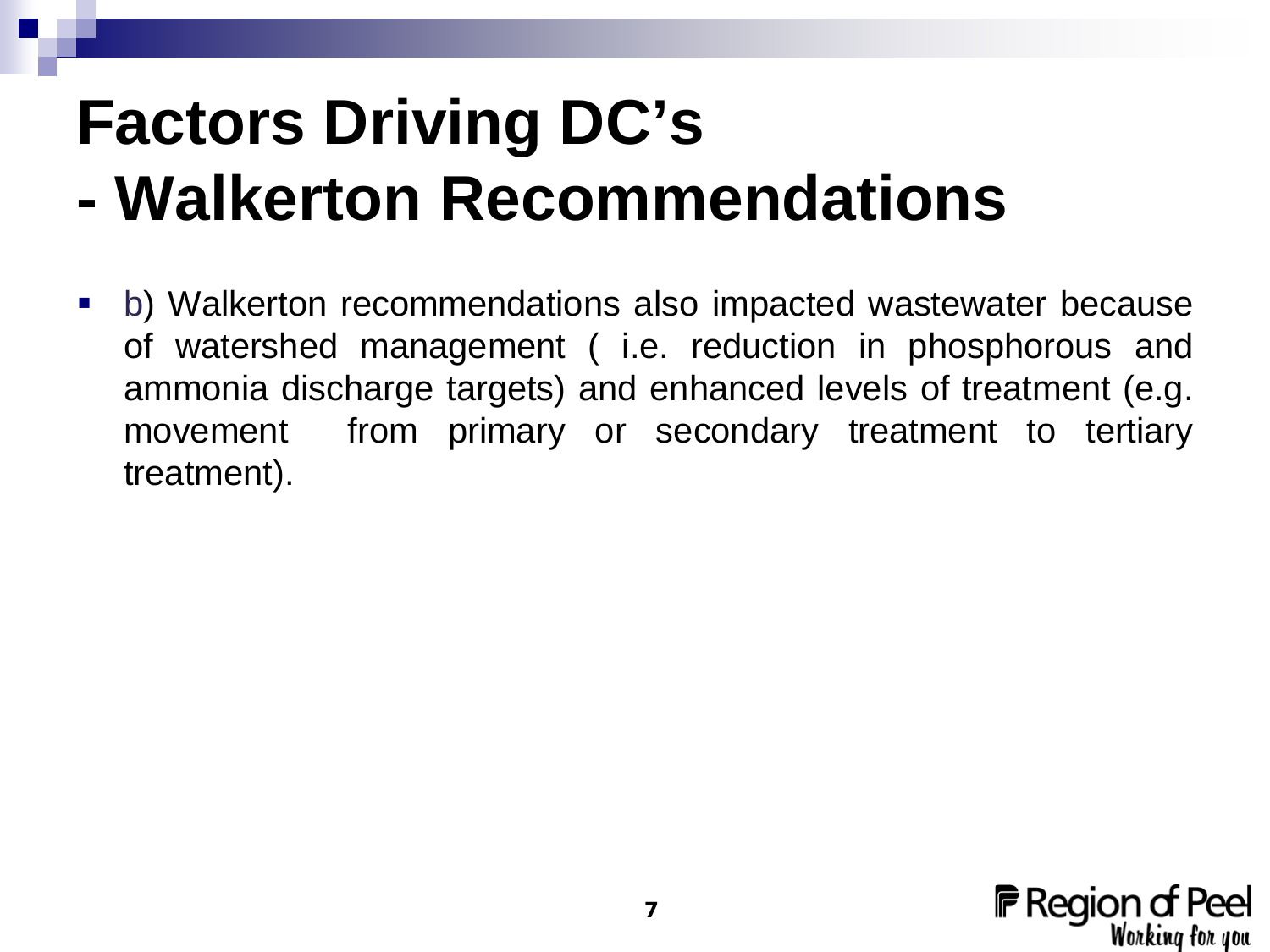# Factors Driving DC's
# - Walkerton Recommendations

- b) Walkerton recommendations also impacted wastewater because of watershed management ( i.e. reduction in phosphorous and ammonia discharge targets) and enhanced levels of treatment (e.g. movement from primary or secondary treatment to tertiary treatment).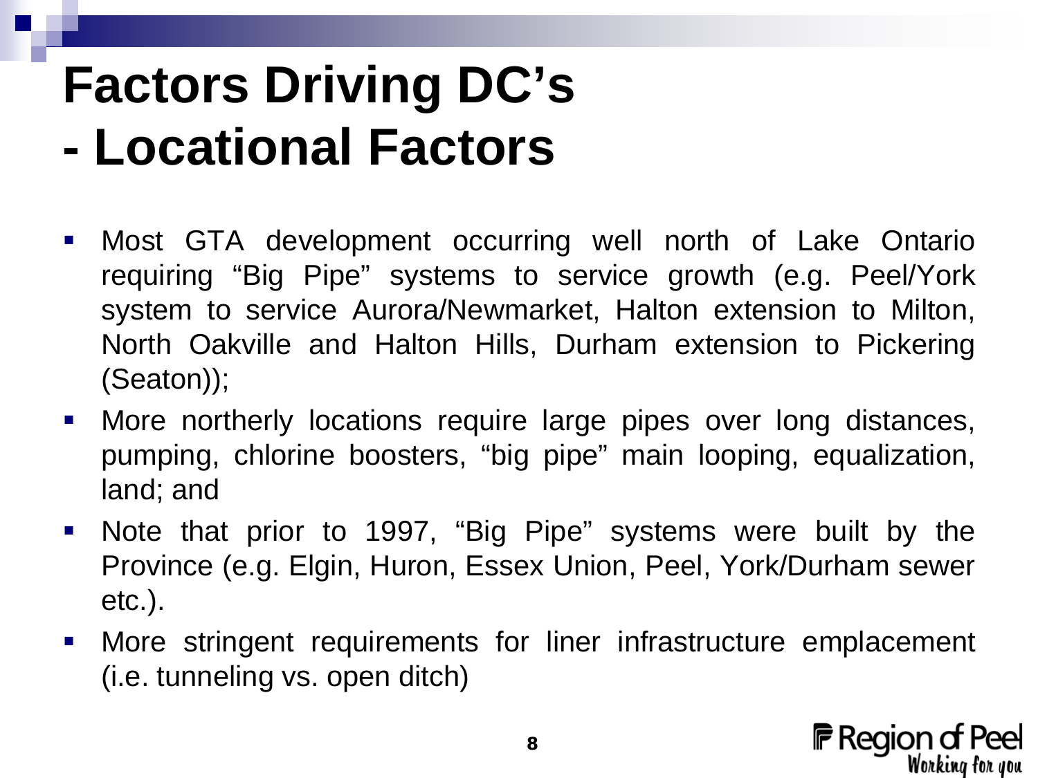# Factors Driving DC's
# - Locational Factors

- Most GTA development occurring well north of Lake Ontario requiring "Big Pipe" systems to service growth (e.g. Peel/York system to service Aurora/Newmarket, Halton extension to Milton, North Oakville and Halton Hills, Durham extension to Pickering (Seaton));
- More northerly locations require large pipes over long distances, pumping, chlorine boosters, "big pipe" main looping, equalization, land; and
- Note that prior to 1997, "Big Pipe" systems were built by the Province (e.g. Elgin, Huron, Essex Union, Peel, York/Durham sewer etc.).
- More stringent requirements for liner infrastructure emplacement (i.e. tunneling vs. open ditch)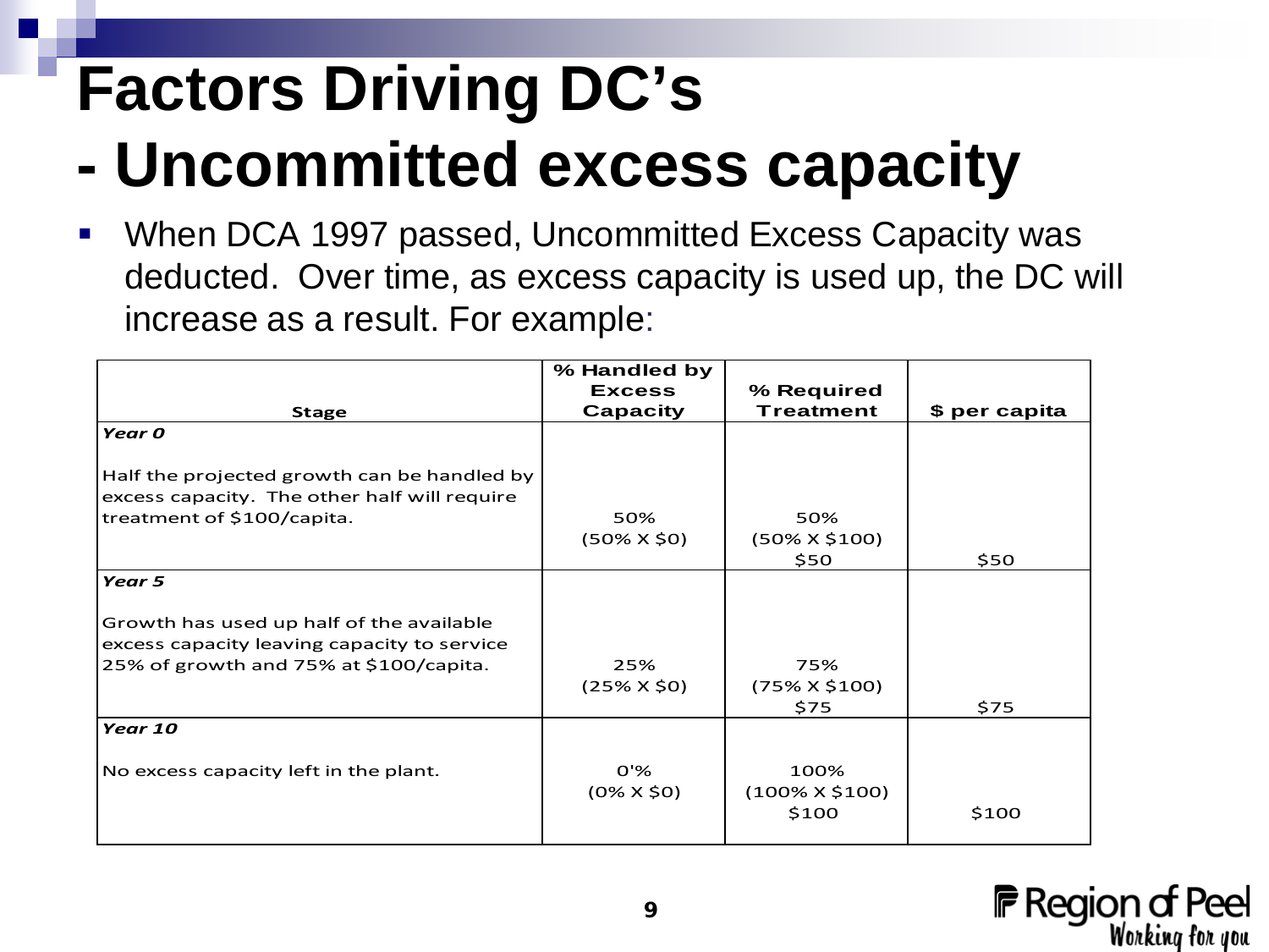# Factors Driving DC's
# - Uncommitted excess capacity

- When DCA 1997 passed, Uncommitted Excess Capacity was deducted. Over time, as excess capacity is used up, the DC will increase as a result. For example:

| Stage | % Handled by Excess Capacity | % Required Treatment | $ per capita |
|---|---|---|---|
| ***Year 0***<br><br>Half the projected growth can be handled by excess capacity. The other half will require treatment of $100/capita. | 50%<br>(50% X $0) | 50%<br>(50% X $100)<br>$50 | $50 |
| ***Year 5***<br><br>Growth has used up half of the available excess capacity leaving capacity to service 25% of growth and 75% at $100/capita. | 25%<br>(25% X $0) | 75%<br>(75% X $100)<br>$75 | $75 |
| ***Year 10***<br><br>No excess capacity left in the plant. | 0'%<br>(0% X $0) | 100%<br>(100% X $100)<br>$100 | $100 |

Region of Peel
*Working for you*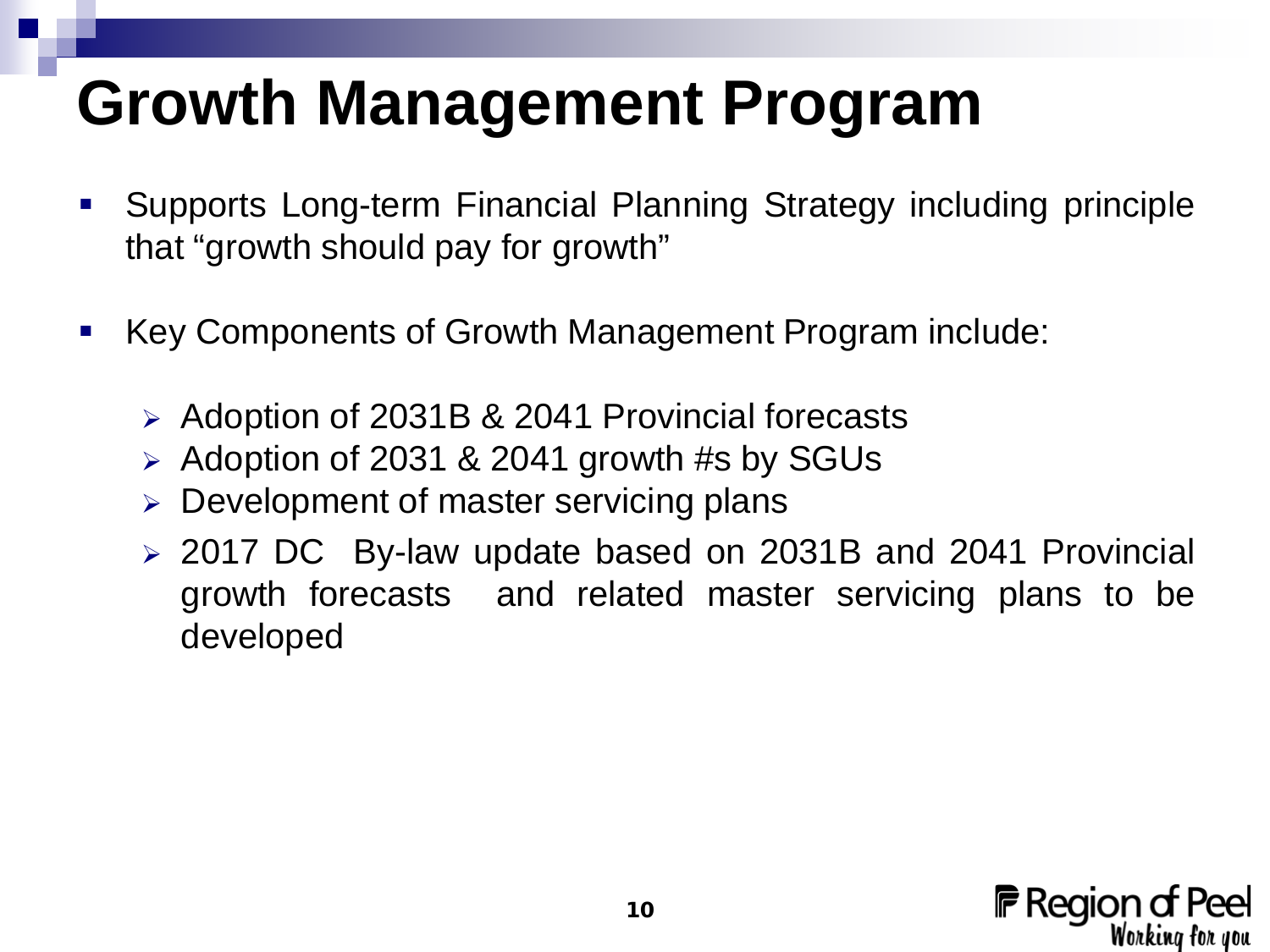# Growth Management Program

- Supports Long-term Financial Planning Strategy including principle that "growth should pay for growth"
- Key Components of Growth Management Program include:
  - Adoption of 2031B & 2041 Provincial forecasts
  - Adoption of 2031 & 2041 growth #s by SGUs
  - Development of master servicing plans
  - 2017 DC By-law update based on 2031B and 2041 Provincial growth forecasts and related master servicing plans to be developed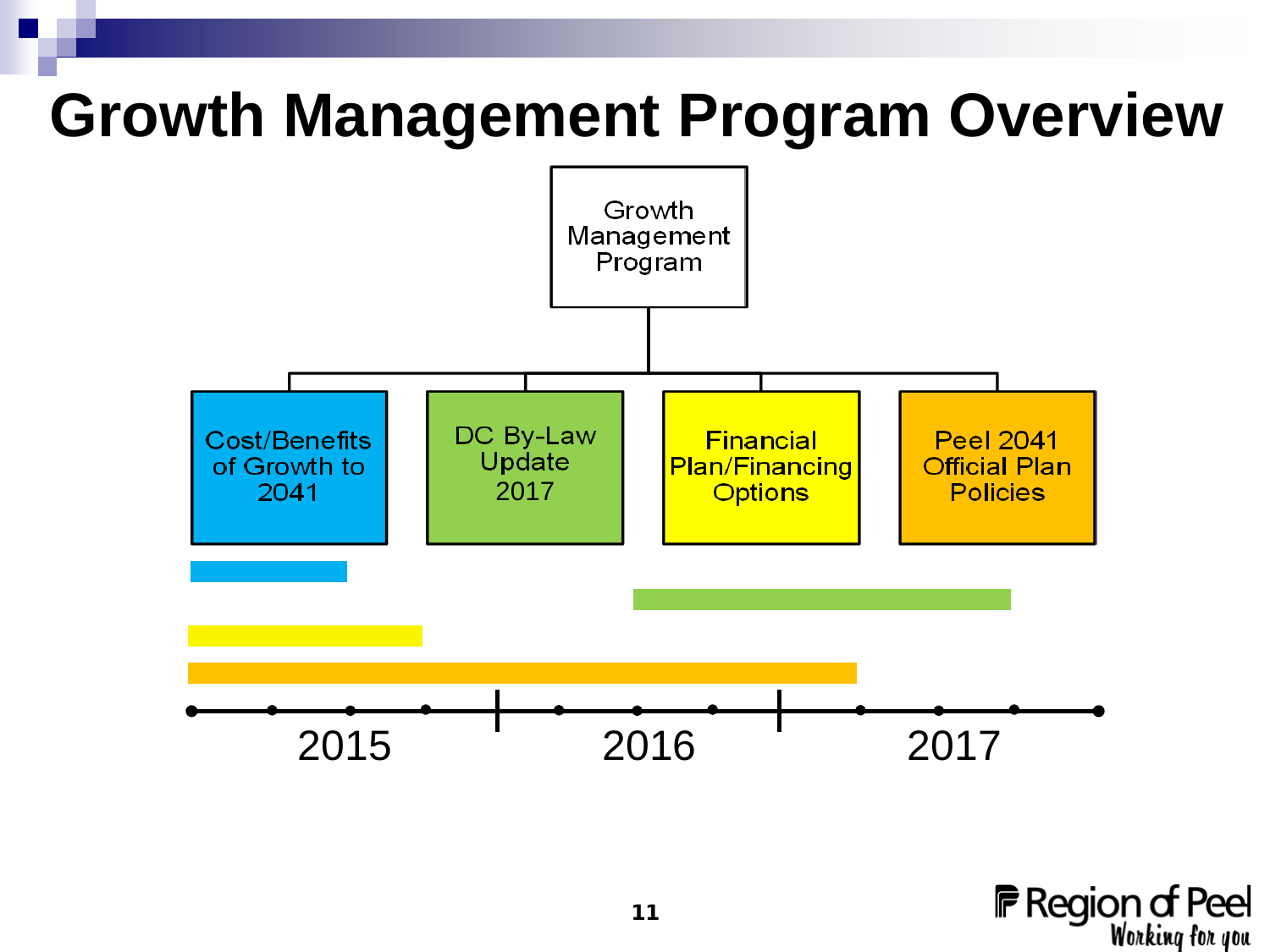# Growth Management Program Overview

Growth Management Program

- Cost/Benefits of Growth to 2041
- DC By-Law Update 2017
- Financial Plan/Financing Options
- Peel 2041 Official Plan Policies

2015 | 2016 | 2017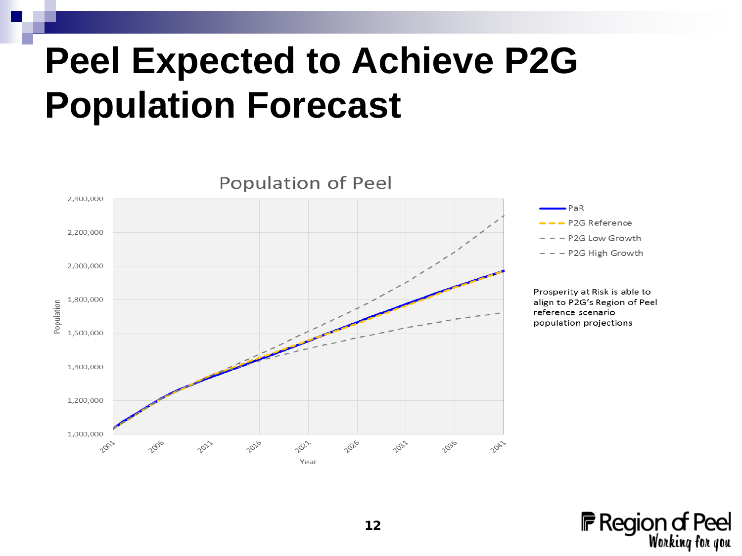# Peel Expected to Achieve P2G Population Forecast

Population of Peel

- PaR
- P2G Reference
- P2G Low Growth
- P2G High Growth

Population: 1,000,000; 1,200,000; 1,400,000; 1,600,000; 1,800,000; 2,000,000; 2,200,000; 2,400,000

Year: 2001; 2006; 2011; 2016; 2021; 2026; 2031; 2036; 2041

Prosperity at Risk is able to align to P2G's Region of Peel reference scenario population projections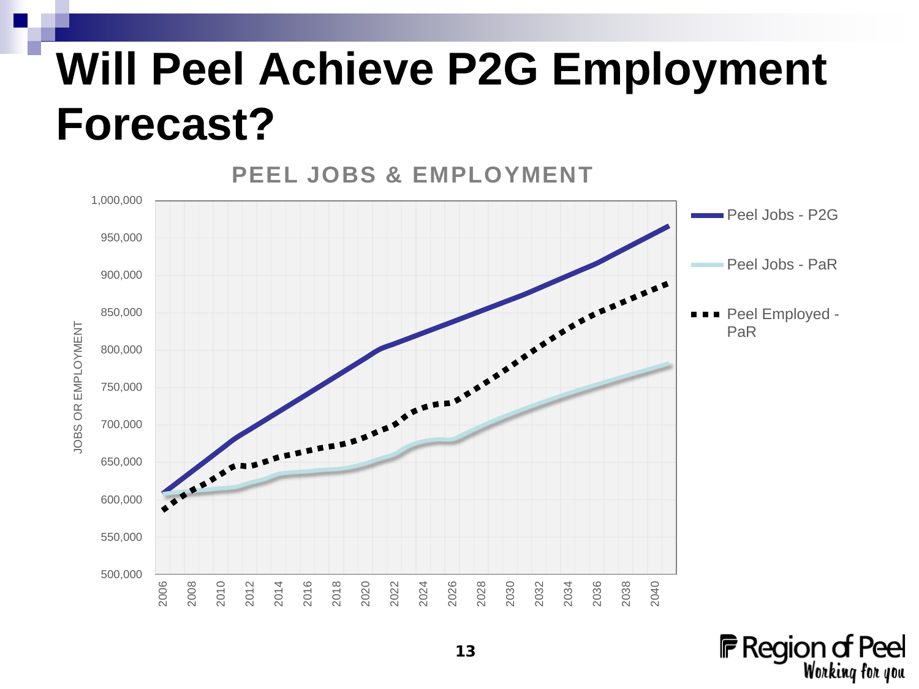# Will Peel Achieve P2G Employment Forecast?

**PEEL JOBS & EMPLOYMENT**

- Peel Jobs - P2G
- Peel Jobs - PaR
- Peel Employed - PaR

JOBS OR EMPLOYMENT

1,000,000
950,000
900,000
850,000
800,000
750,000
700,000
650,000
600,000
550,000
500,000

2006 2008 2010 2012 2014 2016 2018 2020 2022 2024 2026 2028 2030 2032 2034 2036 2038 2040

Region of Peel
*Working for you*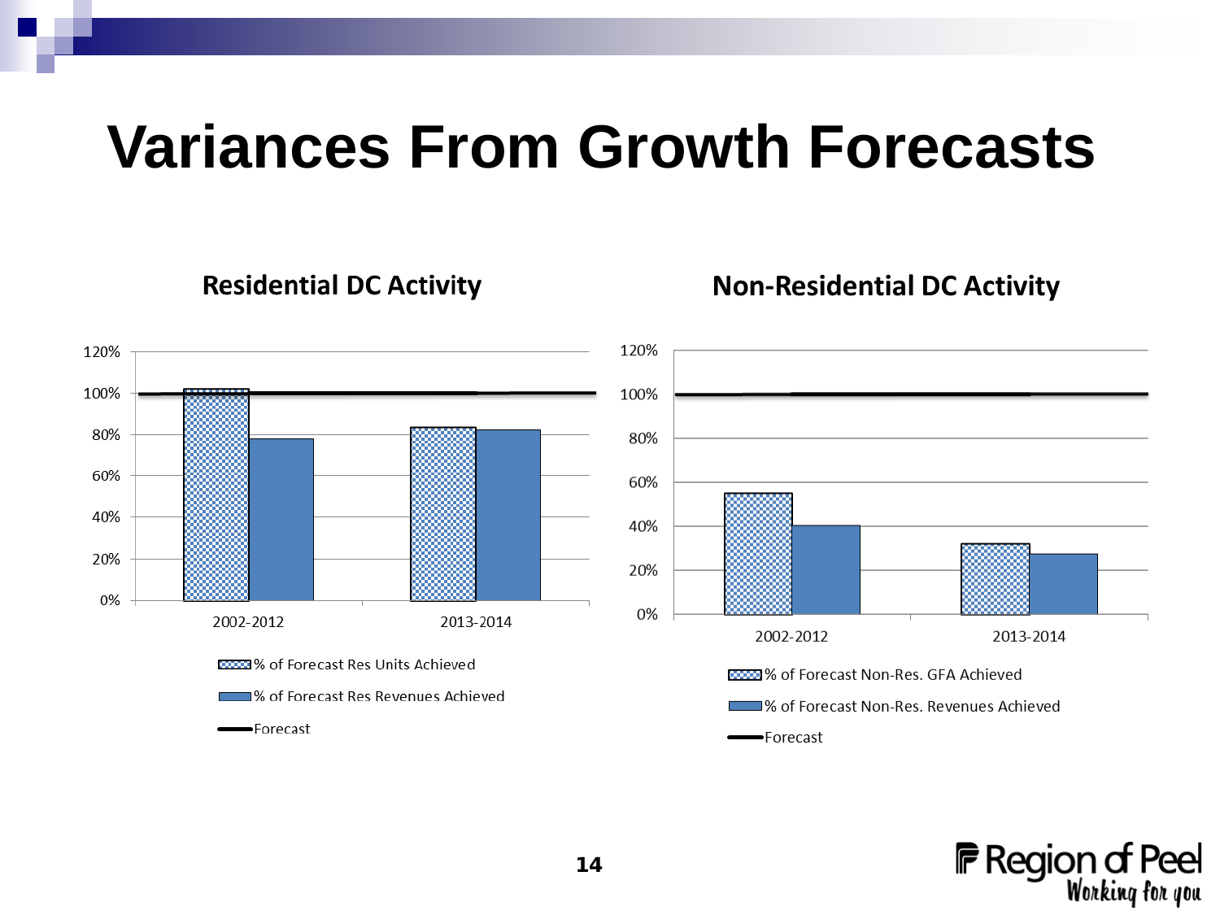# Variances From Growth Forecasts

**Residential DC Activity**

120%
100%
80%
60%
40%
20%
0%

2002-2012
2013-2014

% of Forecast Res Units Achieved
% of Forecast Res Revenues Achieved
Forecast

**Non-Residential DC Activity**

120%
100%
80%
60%
40%
20%
0%

2002-2012
2013-2014

% of Forecast Non-Res. GFA Achieved
% of Forecast Non-Res. Revenues Achieved
Forecast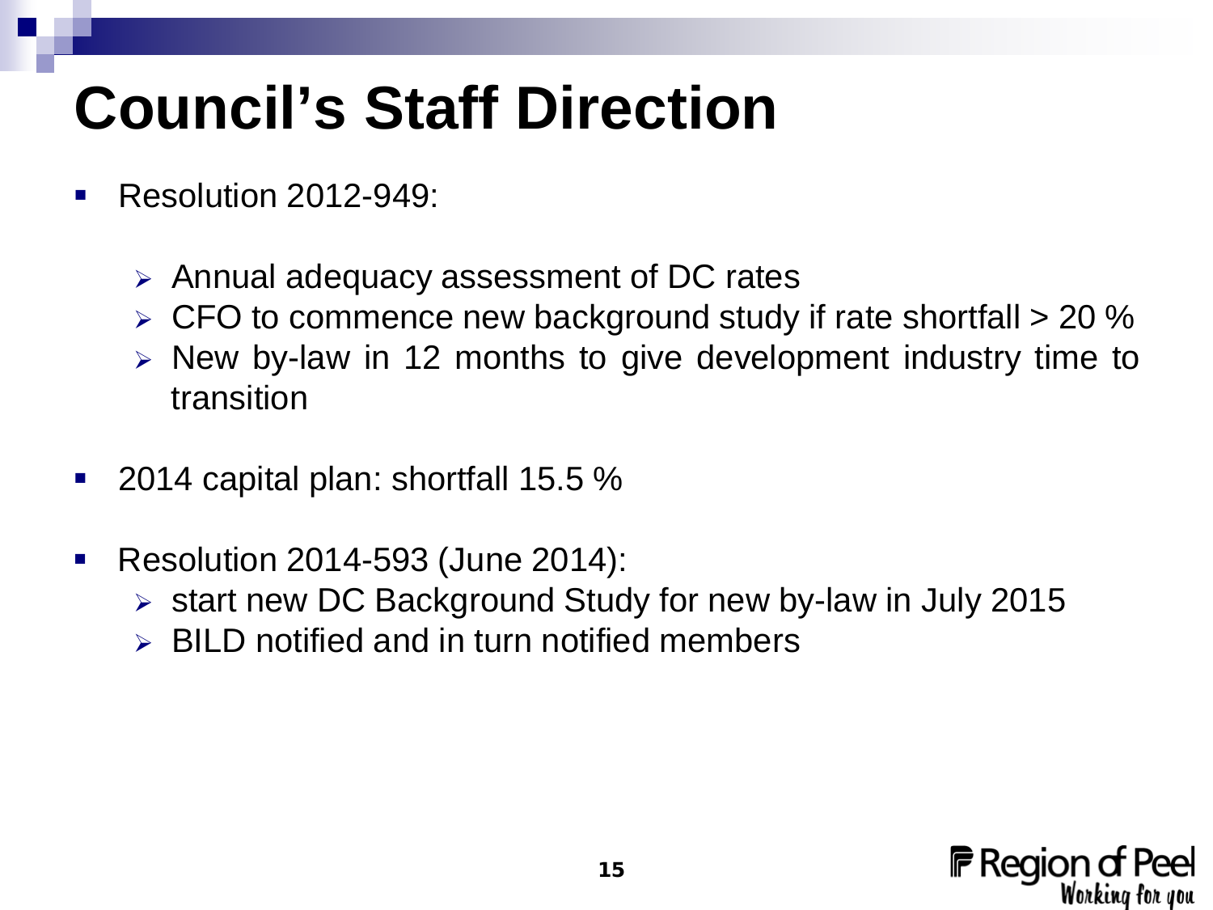# Council's Staff Direction

- Resolution 2012-949:
  - Annual adequacy assessment of DC rates
  - CFO to commence new background study if rate shortfall > 20 %
  - New by-law in 12 months to give development industry time to transition
- 2014 capital plan: shortfall 15.5 %
- Resolution 2014-593 (June 2014):
  - start new DC Background Study for new by-law in July 2015
  - BILD notified and in turn notified members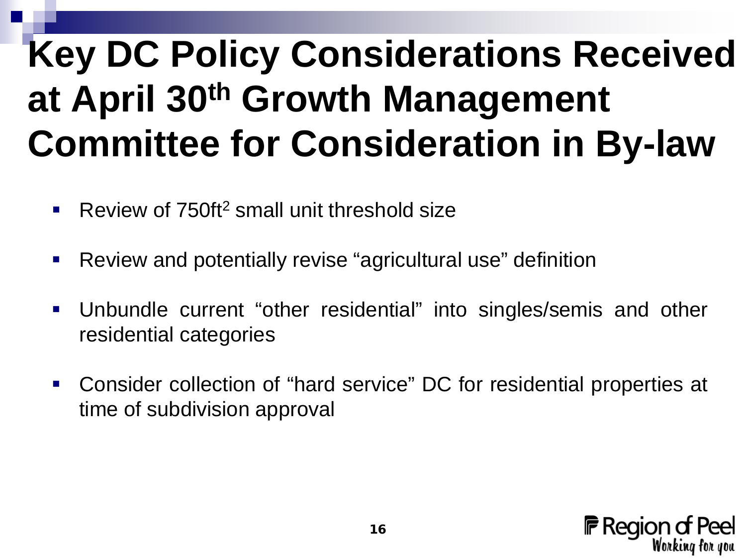# Key DC Policy Considerations Received at April 30th Growth Management Committee for Consideration in By-law

- Review of 750ft$^2$ small unit threshold size
- Review and potentially revise "agricultural use" definition
- Unbundle current "other residential" into singles/semis and other residential categories
- Consider collection of "hard service" DC for residential properties at time of subdivision approval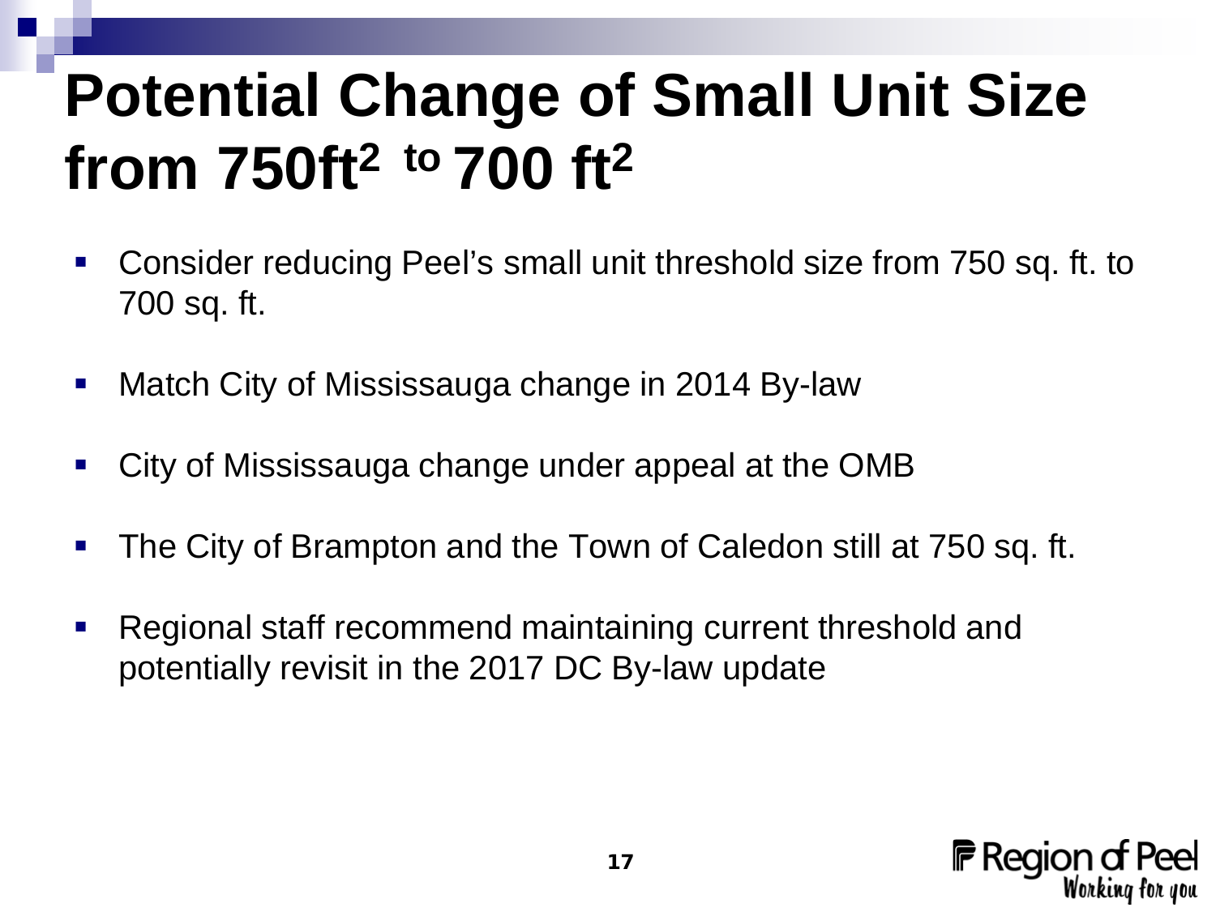# Potential Change of Small Unit Size from 750ft$^2$ to 700 ft$^2$

- Consider reducing Peel's small unit threshold size from 750 sq. ft. to 700 sq. ft.
- Match City of Mississauga change in 2014 By-law
- City of Mississauga change under appeal at the OMB
- The City of Brampton and the Town of Caledon still at 750 sq. ft.
- Regional staff recommend maintaining current threshold and potentially revisit in the 2017 DC By-law update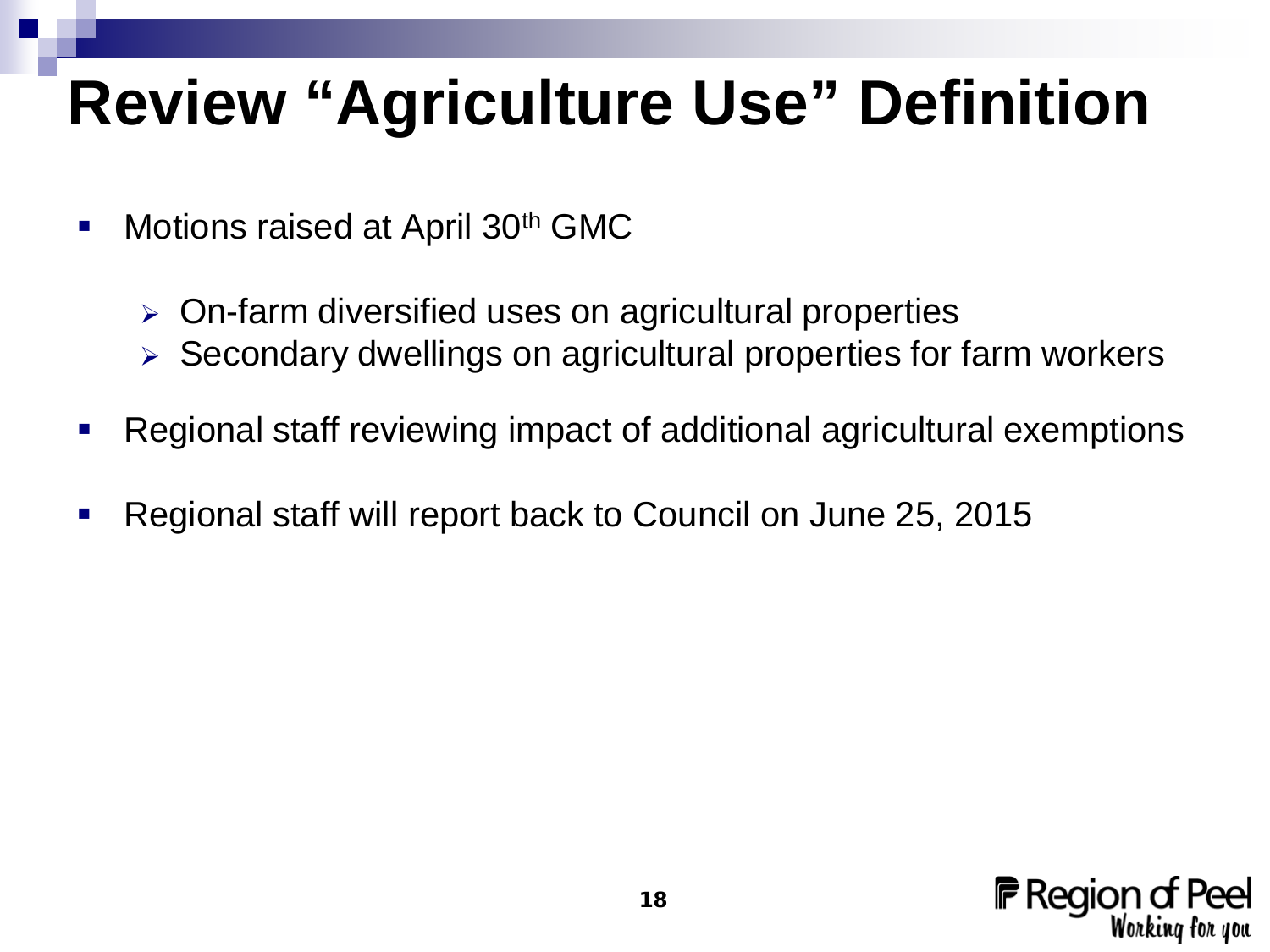# Review "Agriculture Use" Definition

- Motions raised at April 30th GMC
  - On-farm diversified uses on agricultural properties
  - Secondary dwellings on agricultural properties for farm workers
- Regional staff reviewing impact of additional agricultural exemptions
- Regional staff will report back to Council on June 25, 2015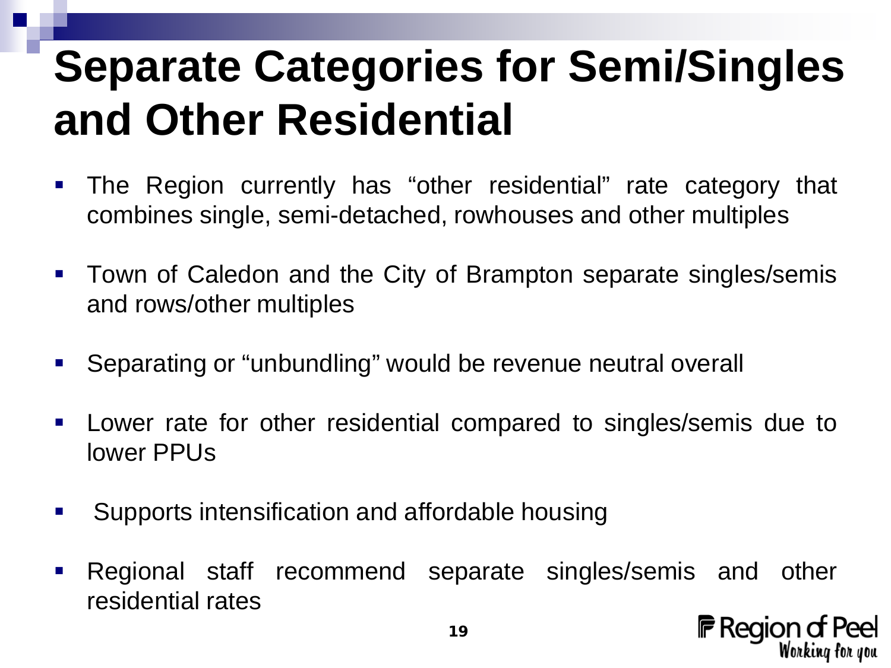# Separate Categories for Semi/Singles and Other Residential

- The Region currently has "other residential" rate category that combines single, semi-detached, rowhouses and other multiples
- Town of Caledon and the City of Brampton separate singles/semis and rows/other multiples
- Separating or "unbundling" would be revenue neutral overall
- Lower rate for other residential compared to singles/semis due to lower PPUs
- Supports intensification and affordable housing
- Regional staff recommend separate singles/semis and other residential rates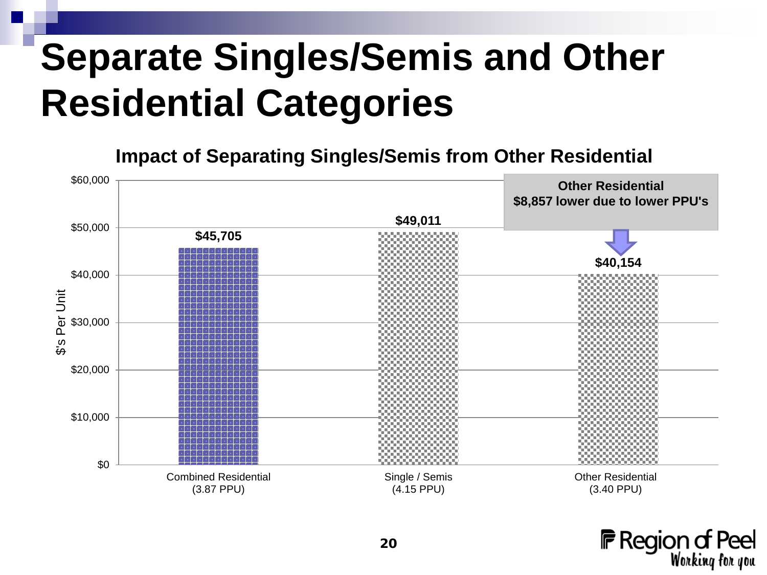# Separate Singles/Semis and Other Residential Categories

### Impact of Separating Singles/Semis from Other Residential

| Category | $'s Per Unit |
|---|---|
| Combined Residential (3.87 PPU) | $45,705 |
| Single / Semis (4.15 PPU) | $49,011 |
| Other Residential (3.40 PPU) | $40,154 |

**Other Residential**
**$8,857 lower due to lower PPU's**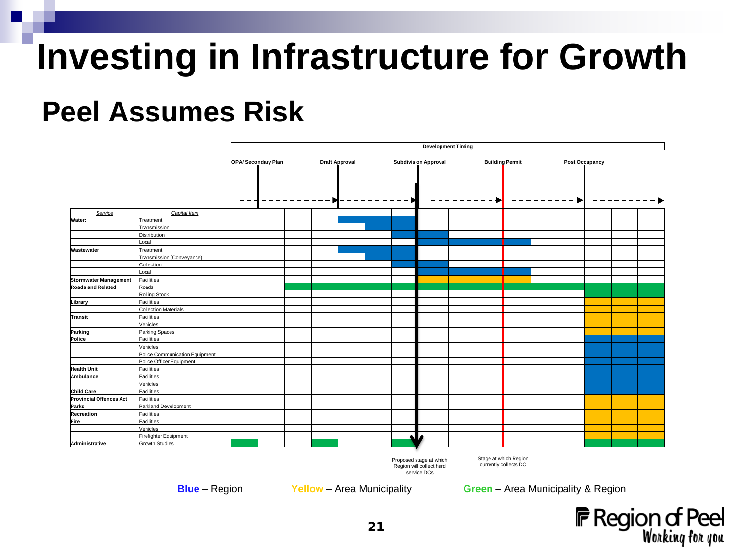# Investing in Infrastructure for Growth

## Peel Assumes Risk

**Development Timing**

Stages: OPA/ Secondary Plan → Draft Approval → Subdivision Approval → Building Permit → Post Occupancy

| Service | Capital Item | Before OPA/ Secondary Plan | OPA/ Secondary Plan to Draft Approval | Draft Approval to Subdivision Approval | Subdivision Approval to Building Permit | Building Permit to Post Occupancy | Post Occupancy |
|---|---|---|---|---|---|---|---|
| Water: | Treatment | | | Blue | | | |
| | Transmission | | | Blue | | | |
| | Distribution | | | Blue | Blue | | |
| | Local | | | | Blue | Blue | |
| Wastewater | Treatment | | | Blue | | | |
| | Transmission (Conveyance) | | | Blue | | | |
| | Collection | | | Blue | Blue | | |
| | Local | | | | Blue | Blue | |
| Stormwater Management | Facilities | | | | Yellow | Yellow | |
| Roads and Related | Roads | | Green | Green | Green | Green | Green |
| | Rolling Stock | | | | | | Green |
| Library | Facilities | | | | | | Yellow |
| | Collection Materials | | | | | | Yellow |
| Transit | Facilities | | | | | | Yellow |
| | Vehicles | | | | | | Yellow |
| Parking | Parking Spaces | | | | | | Yellow |
| Police | Facilities | | | | | | Blue |
| | Vehicles | | | | | | Blue |
| | Police Communication Equipment | | | | | | Blue |
| | Police Officer Equipment | | | | | | Blue |
| Health Unit | Facilities | | | | | | Blue |
| Ambulance | Facilities | | | | | | Blue |
| | Vehicles | | | | | | Blue |
| Child Care | Facilities | | | | | | Blue |
| Provincial Offences Act | Facilities | | | | | | Yellow |
| Parks | Parkland Development | | | | | | Yellow |
| Recreation | Facilities | | | | | | Yellow |
| Fire | Facilities | | | | | | Yellow |
| | Vehicles | | | | | | Yellow |
| | Firefighter Equipment | | | | | | Yellow |
| Administrative | Growth Studies | Green | Green | Green | | | Green |

Proposed stage at which Region will collect hard service DCs (Subdivision Approval)

Stage at which Region currently collects DC (Building Permit)

**Blue** – Region **Yellow** – Area Municipality **Green** – Area Municipality & Region

Region of Peel
Working for you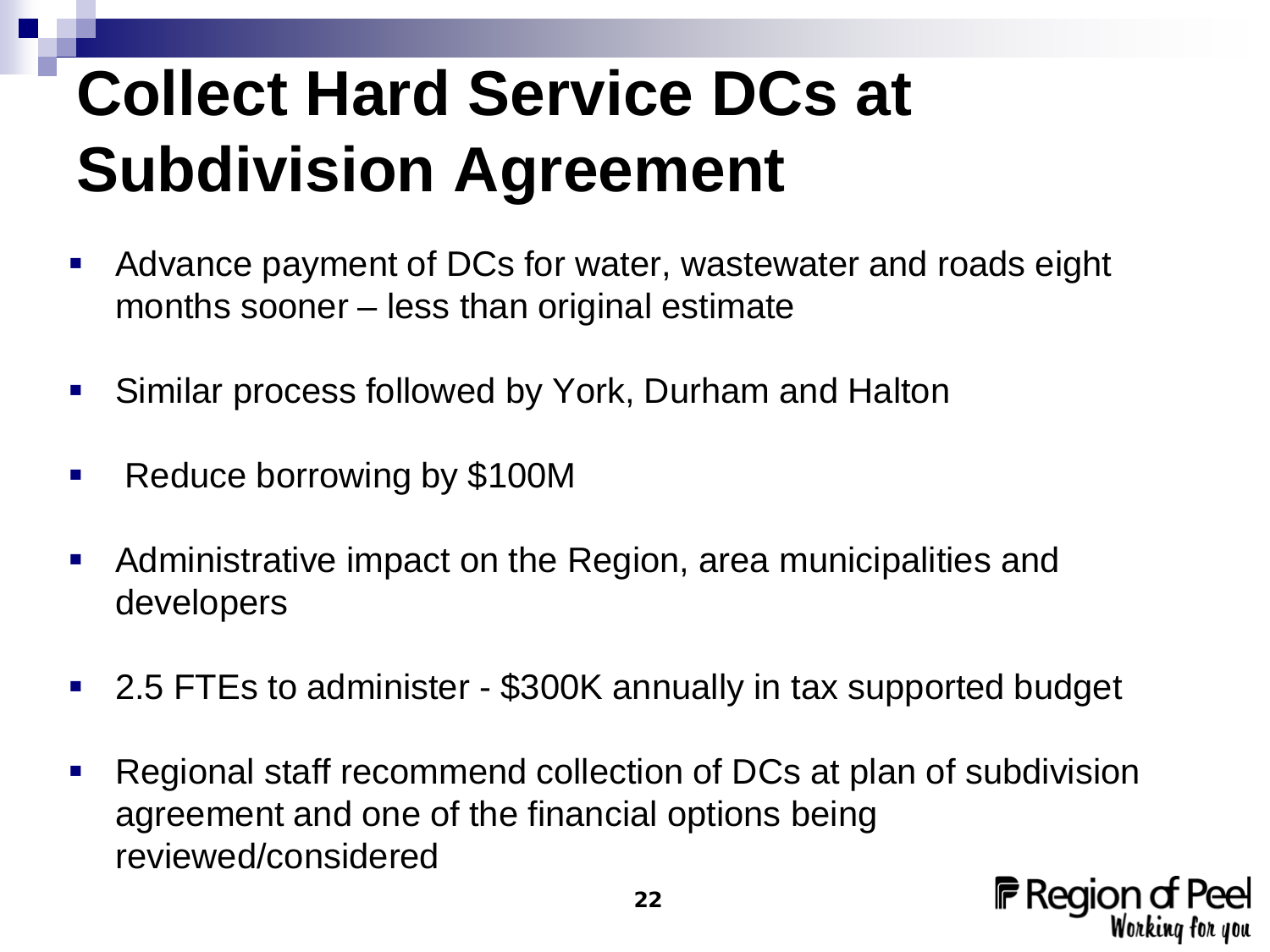# Collect Hard Service DCs at Subdivision Agreement

- Advance payment of DCs for water, wastewater and roads eight months sooner – less than original estimate
- Similar process followed by York, Durham and Halton
- Reduce borrowing by $100M
- Administrative impact on the Region, area municipalities and developers
- 2.5 FTEs to administer - $300K annually in tax supported budget
- Regional staff recommend collection of DCs at plan of subdivision agreement and one of the financial options being reviewed/considered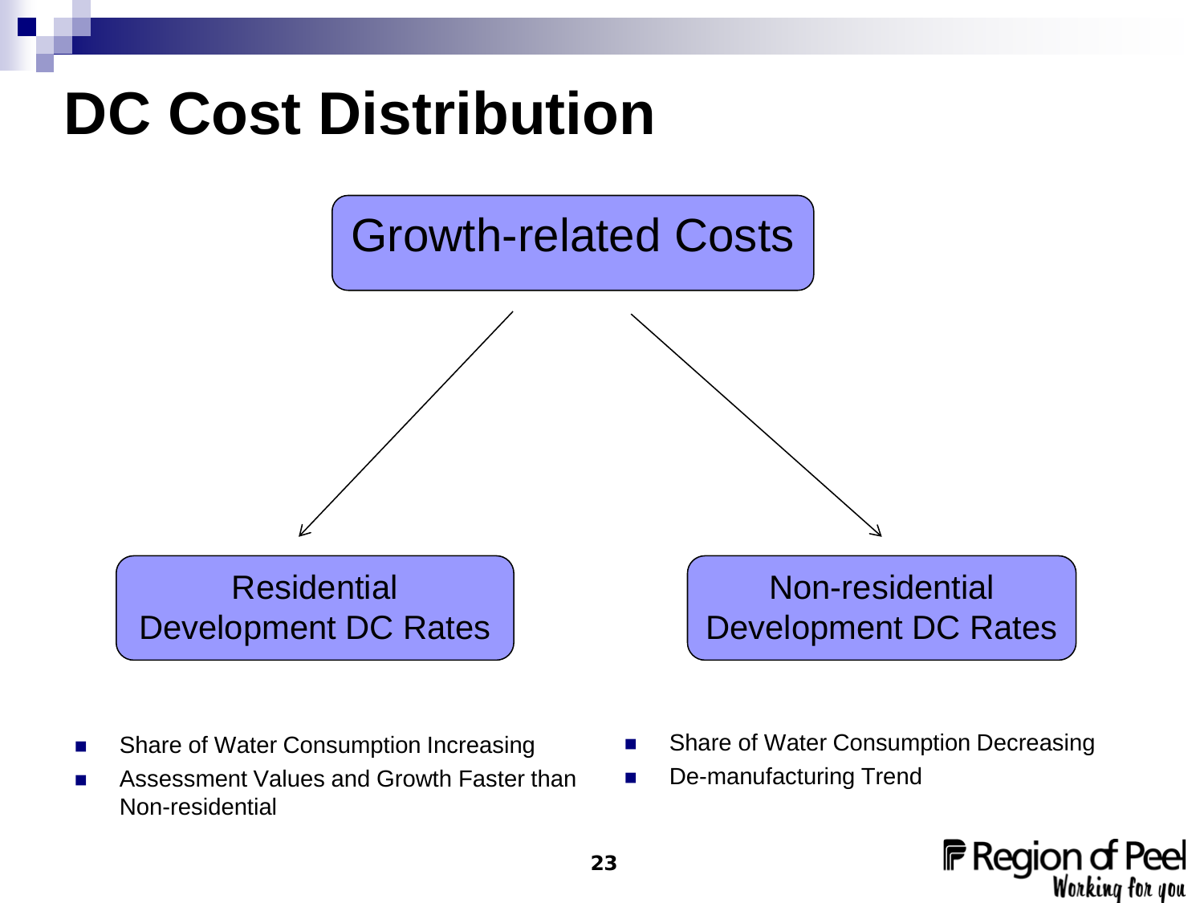# DC Cost Distribution

Growth-related Costs

Residential Development DC Rates

- Share of Water Consumption Increasing
- Assessment Values and Growth Faster than Non-residential

Non-residential Development DC Rates

- Share of Water Consumption Decreasing
- De-manufacturing Trend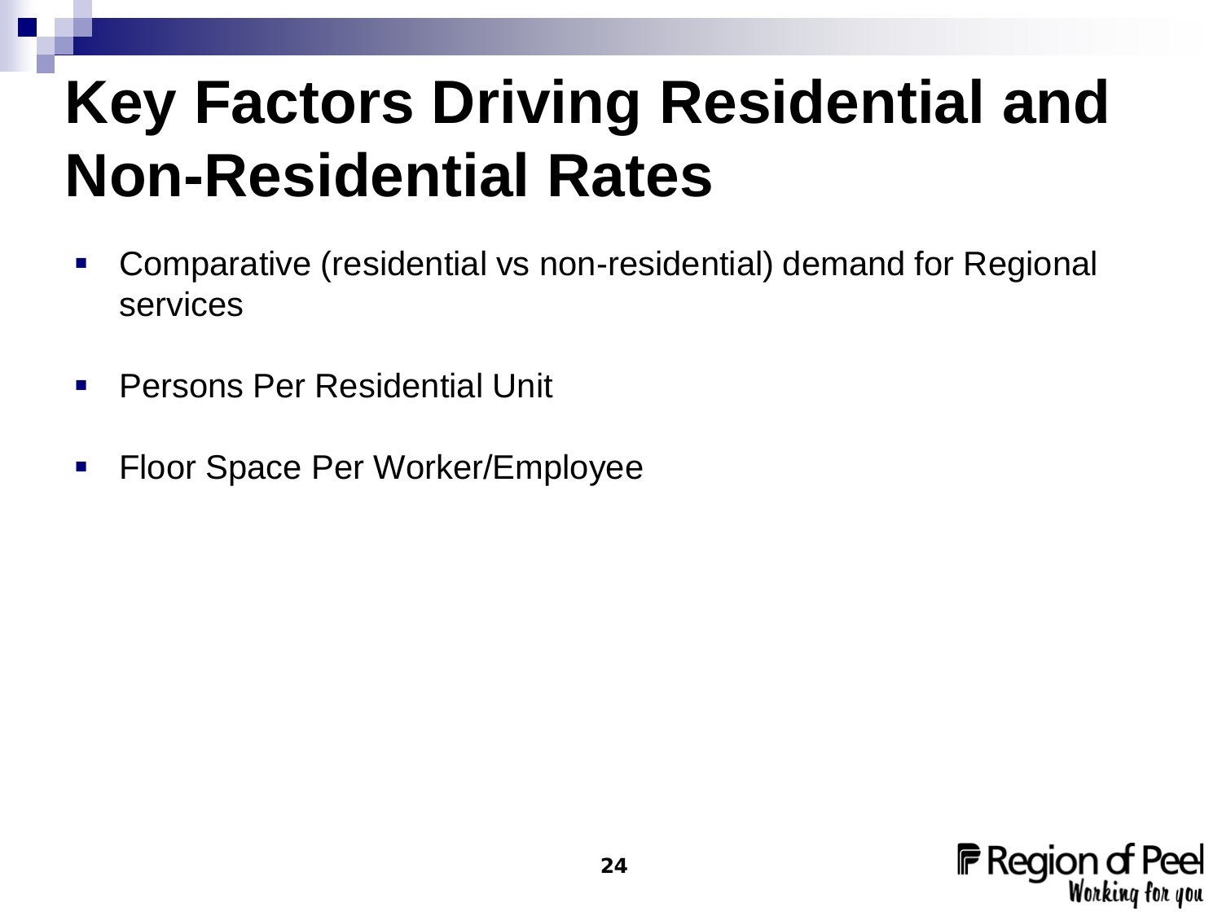# Key Factors Driving Residential and Non-Residential Rates

- Comparative (residential vs non-residential) demand for Regional services
- Persons Per Residential Unit
- Floor Space Per Worker/Employee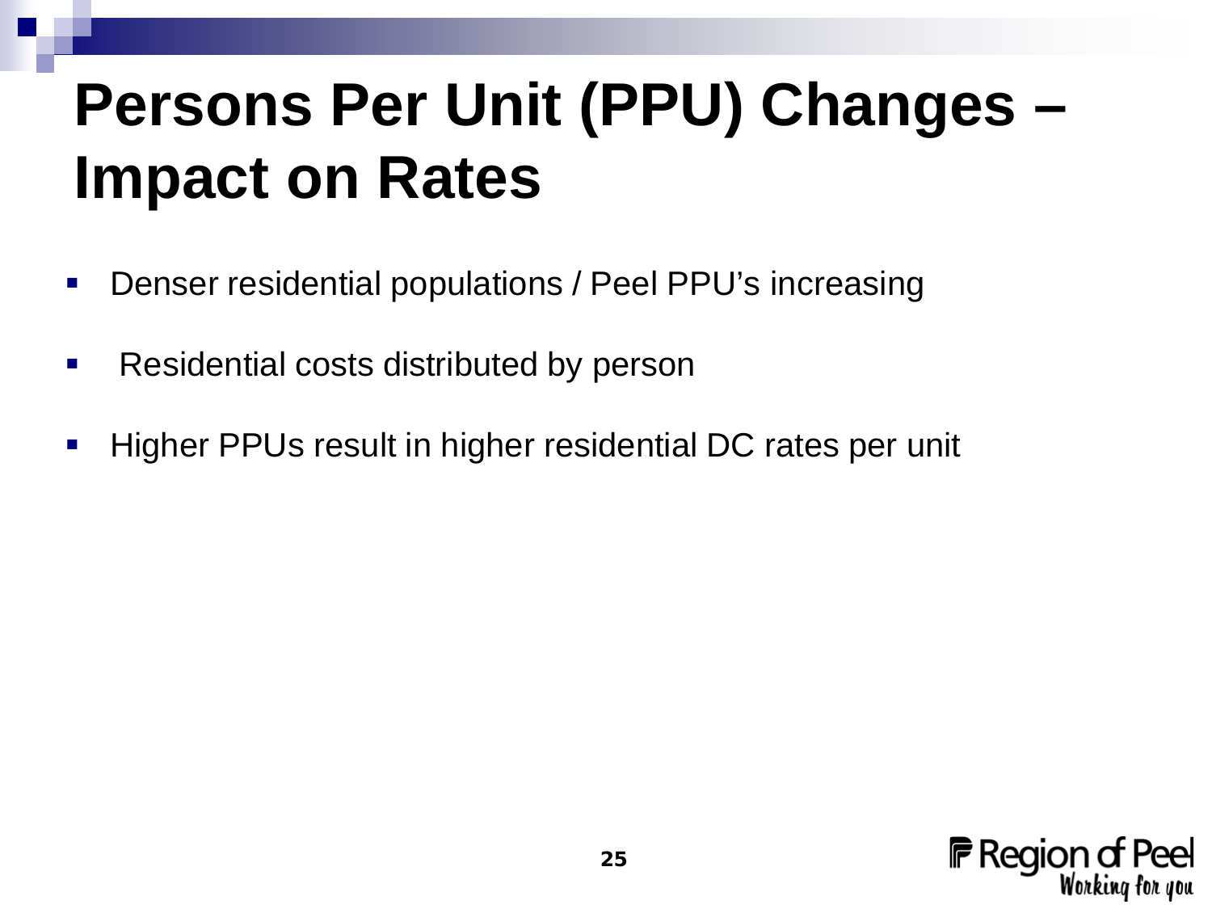# Persons Per Unit (PPU) Changes – Impact on Rates

- Denser residential populations / Peel PPU's increasing
- Residential costs distributed by person
- Higher PPUs result in higher residential DC rates per unit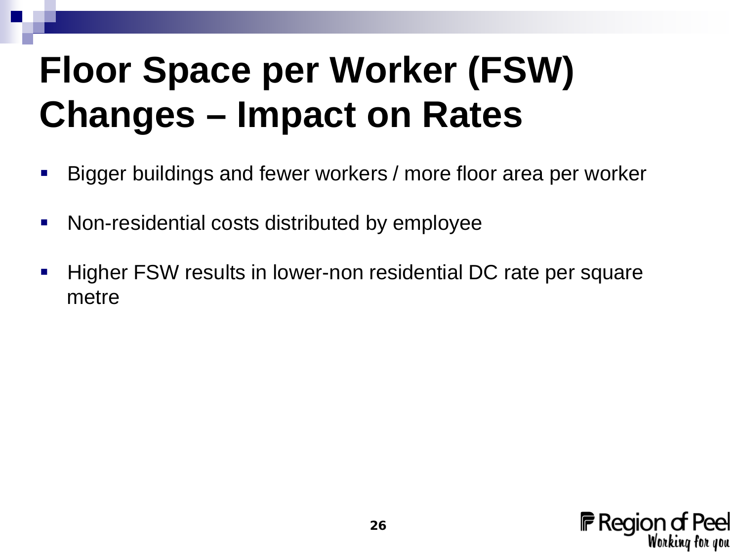# Floor Space per Worker (FSW) Changes – Impact on Rates

- Bigger buildings and fewer workers / more floor area per worker
- Non-residential costs distributed by employee
- Higher FSW results in lower-non residential DC rate per square metre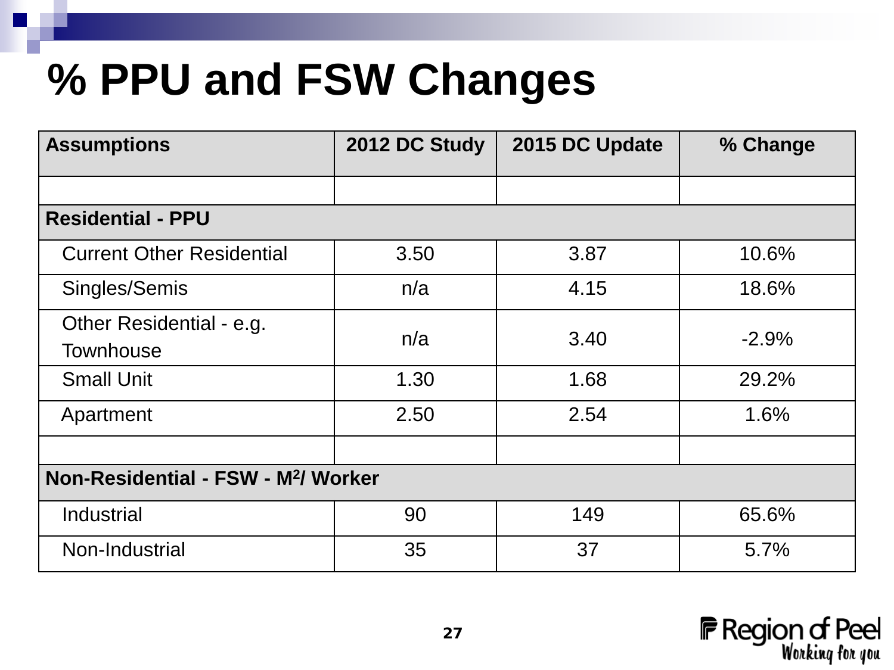# % PPU and FSW Changes

| Assumptions | 2012 DC Study | 2015 DC Update | % Change |
|---|---|---|---|
| | | | |
| **Residential - PPU** | | | |
| Current Other Residential | 3.50 | 3.87 | 10.6% |
| Singles/Semis | n/a | 4.15 | 18.6% |
| Other Residential - e.g. Townhouse | n/a | 3.40 | -2.9% |
| Small Unit | 1.30 | 1.68 | 29.2% |
| Apartment | 2.50 | 2.54 | 1.6% |
| | | | |
| **Non-Residential - FSW - $M^2$/ Worker** | | | |
| Industrial | 90 | 149 | 65.6% |
| Non-Industrial | 35 | 37 | 5.7% |

Region of Peel
Working for you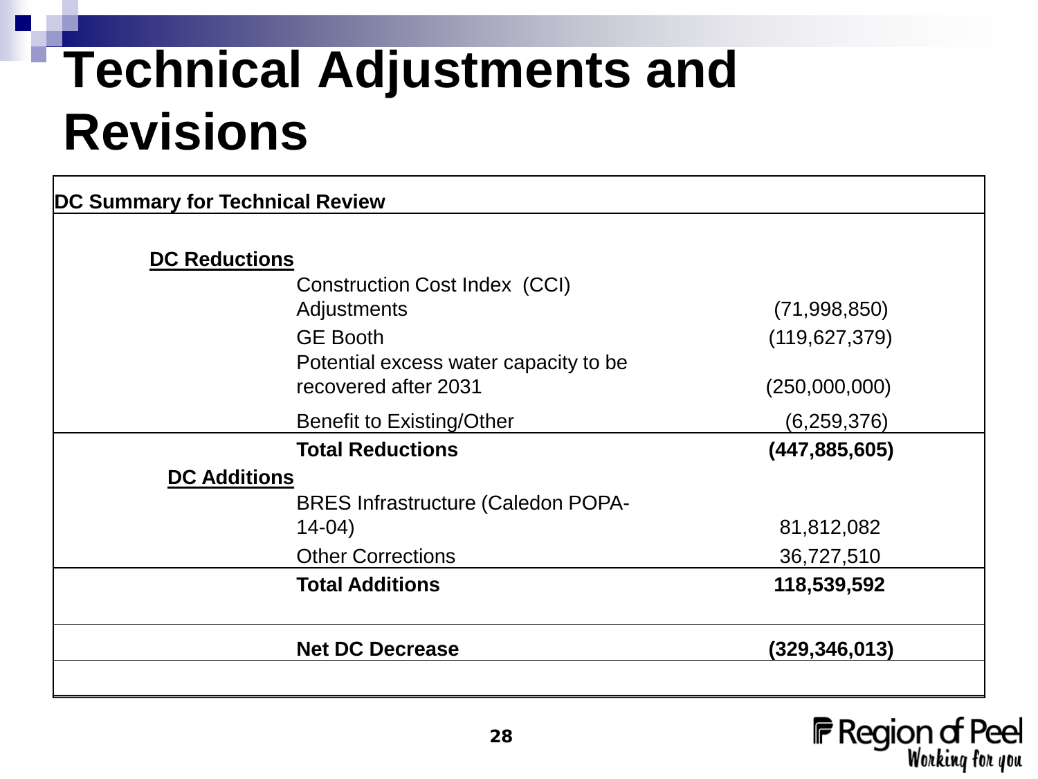# Technical Adjustments and Revisions

| DC Summary for Technical Review | | |
|---|---|---|
| **DC Reductions** | | |
| | Construction Cost Index (CCI) Adjustments | (71,998,850) |
| | GE Booth | (119,627,379) |
| | Potential excess water capacity to be recovered after 2031 | (250,000,000) |
| | Benefit to Existing/Other | (6,259,376) |
| | **Total Reductions** | **(447,885,605)** |
| **DC Additions** | | |
| | BRES Infrastructure (Caledon POPA-14-04) | 81,812,082 |
| | Other Corrections | 36,727,510 |
| | **Total Additions** | **118,539,592** |
| | **Net DC Decrease** | **(329,346,013)** |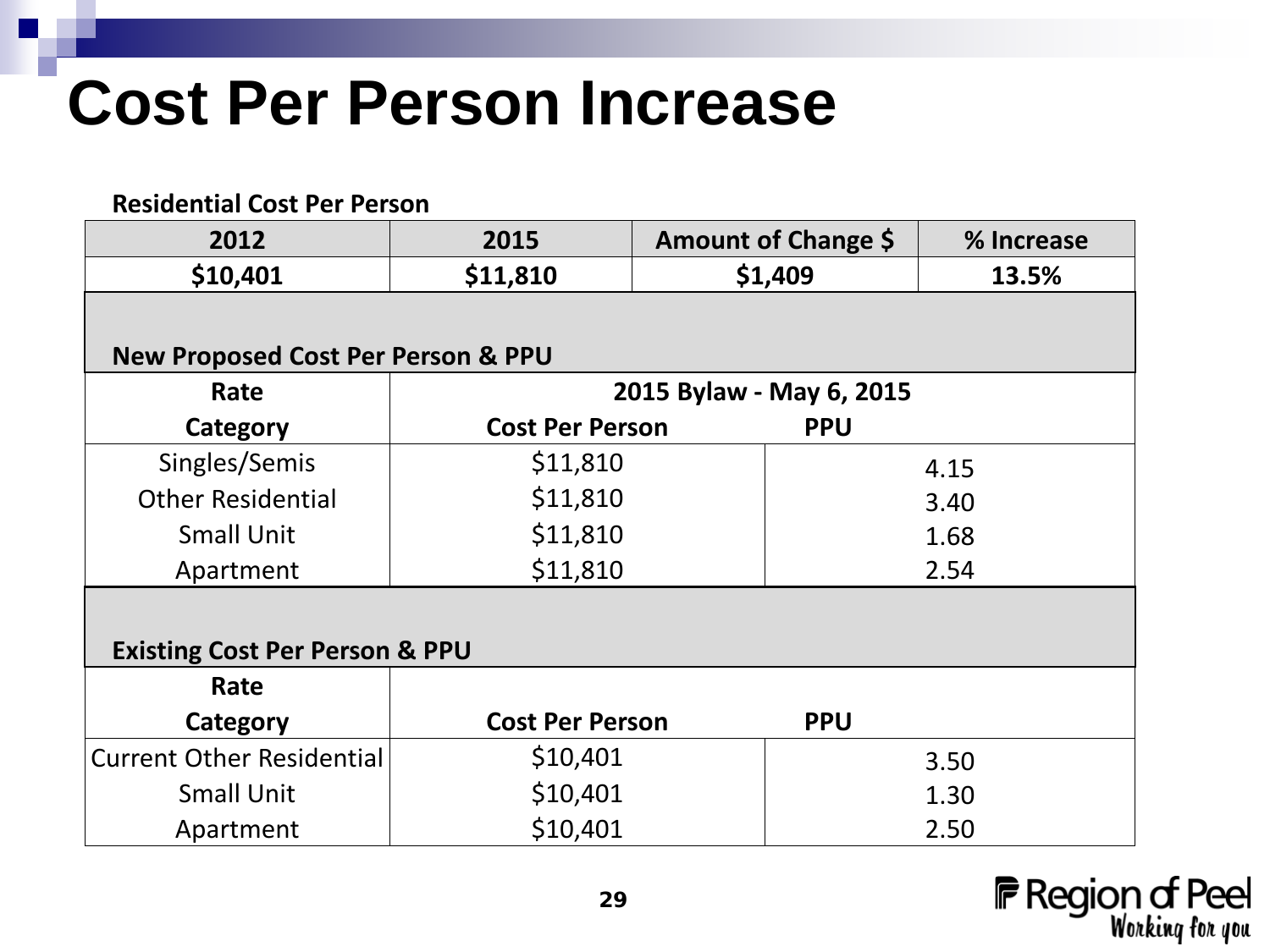# Cost Per Person Increase

**Residential Cost Per Person**

| 2012 | 2015 | Amount of Change $ | % Increase |
|---|---|---|---|
| **$10,401** | **$11,810** | **$1,409** | **13.5%** |

**New Proposed Cost Per Person & PPU**

| Rate Category | 2015 Bylaw - May 6, 2015 Cost Per Person | PPU |
|---|---|---|
| Singles/Semis | $11,810 | 4.15 |
| Other Residential | $11,810 | 3.40 |
| Small Unit | $11,810 | 1.68 |
| Apartment | $11,810 | 2.54 |

**Existing Cost Per Person & PPU**

| Rate Category | Cost Per Person | PPU |
|---|---|---|
| Current Other Residential | $10,401 | 3.50 |
| Small Unit | $10,401 | 1.30 |
| Apartment | $10,401 | 2.50 |

Region of Peel
*Working for you*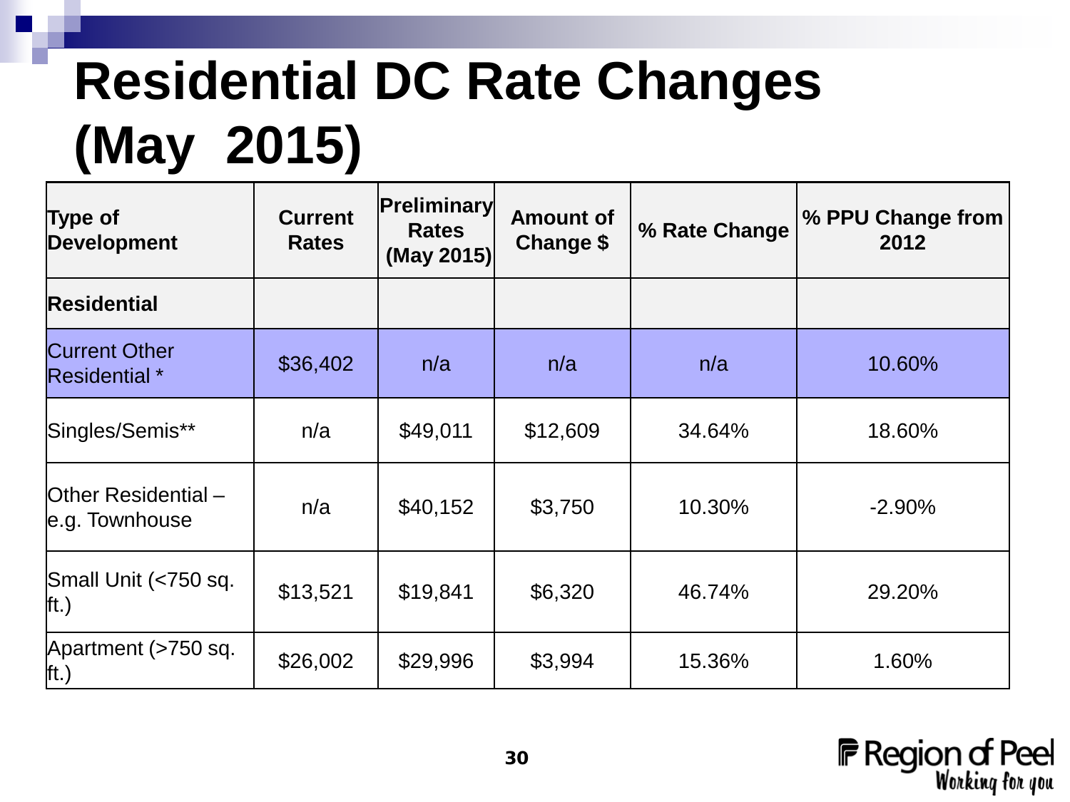# Residential DC Rate Changes (May 2015)

| Type of Development | Current Rates | Preliminary Rates (May 2015) | Amount of Change $ | % Rate Change | % PPU Change from 2012 |
|---|---|---|---|---|---|
| **Residential** | | | | | |
| Current Other Residential * | $36,402 | n/a | n/a | n/a | 10.60% |
| Singles/Semis** | n/a | $49,011 | $12,609 | 34.64% | 18.60% |
| Other Residential – e.g. Townhouse | n/a | $40,152 | $3,750 | 10.30% | -2.90% |
| Small Unit (<750 sq. ft.) | $13,521 | $19,841 | $6,320 | 46.74% | 29.20% |
| Apartment (>750 sq. ft.) | $26,002 | $29,996 | $3,994 | 15.36% | 1.60% |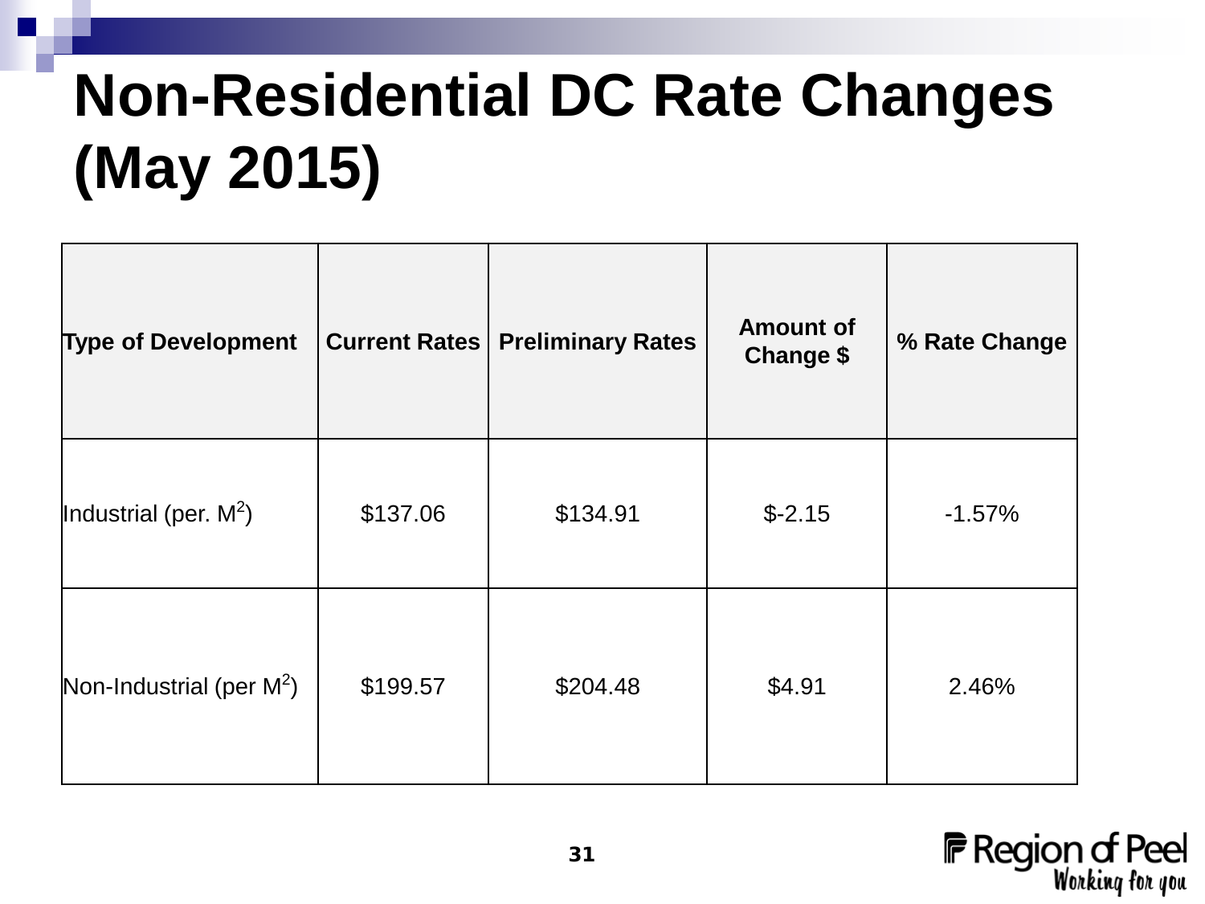# Non-Residential DC Rate Changes (May 2015)

| Type of Development | Current Rates | Preliminary Rates | Amount of Change $ | % Rate Change |
|---|---|---|---|---|
| Industrial (per. $M^2$) | $137.06 | $134.91 | $-2.15 | -1.57% |
| Non-Industrial (per $M^2$) | $199.57 | $204.48 | $4.91 | 2.46% |

Region of Peel
*Working for you*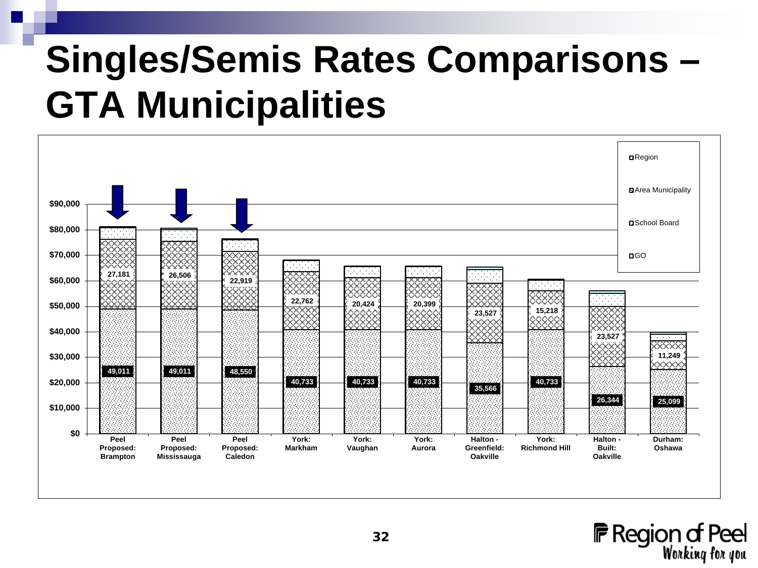# Singles/Semis Rates Comparisons – GTA Municipalities

| Municipality | Region | Area Municipality |
| --- | --- | --- |
| Peel Proposed: Brampton | 49,011 | 27,181 |
| Peel Proposed: Mississauga | 49,011 | 26,506 |
| Peel Proposed: Caledon | 48,550 | 22,919 |
| York: Markham | 40,733 | 22,762 |
| York: Vaughan | 40,733 | 20,424 |
| York: Aurora | 40,733 | 20,399 |
| Halton - Greenfield: Oakville | 35,566 | 23,527 |
| York: Richmond Hill | 40,733 | 15,218 |
| Halton - Built: Oakville | 26,344 | 23,527 |
| Durham: Oshawa | 25,099 | 11,249 |

Legend: Region, Area Municipality, School Board, GO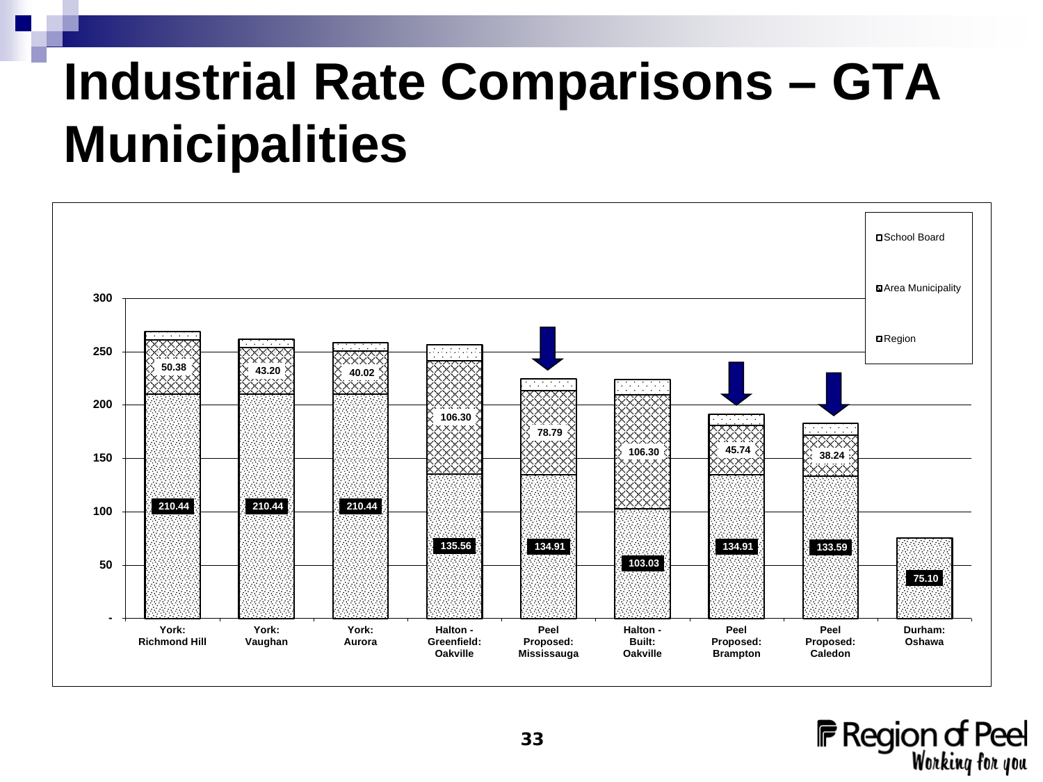# Industrial Rate Comparisons – GTA Municipalities

| Municipality | Region | Area Municipality |
| --- | --- | --- |
| York: Richmond Hill | 210.44 | 50.38 |
| York: Vaughan | 210.44 | 43.20 |
| York: Aurora | 210.44 | 40.02 |
| Halton - Greenfield: Oakville | 135.56 | 106.30 |
| Peel Proposed: Mississauga | 134.91 | 78.79 |
| Halton - Built: Oakville | 103.03 | 106.30 |
| Peel Proposed: Brampton | 134.91 | 45.74 |
| Peel Proposed: Caledon | 133.59 | 38.24 |
| Durham: Oshawa | 75.10 | |

Legend: School Board, Area Municipality, Region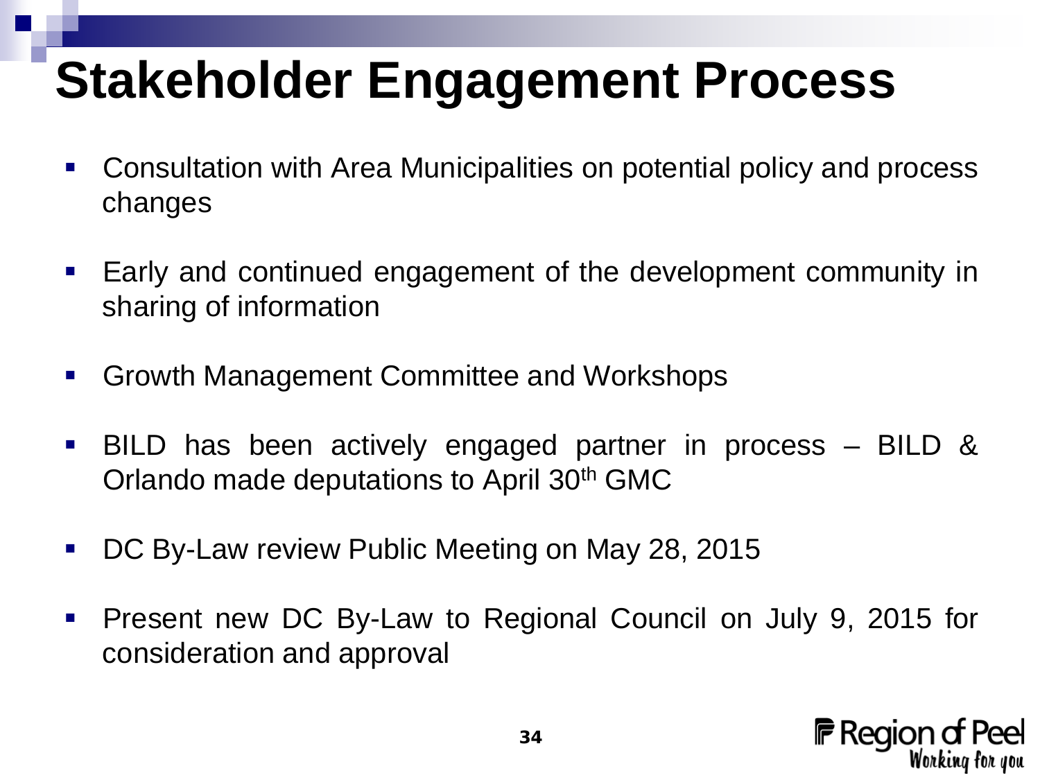# Stakeholder Engagement Process

- Consultation with Area Municipalities on potential policy and process changes
- Early and continued engagement of the development community in sharing of information
- Growth Management Committee and Workshops
- BILD has been actively engaged partner in process – BILD & Orlando made deputations to April 30th GMC
- DC By-Law review Public Meeting on May 28, 2015
- Present new DC By-Law to Regional Council on July 9, 2015 for consideration and approval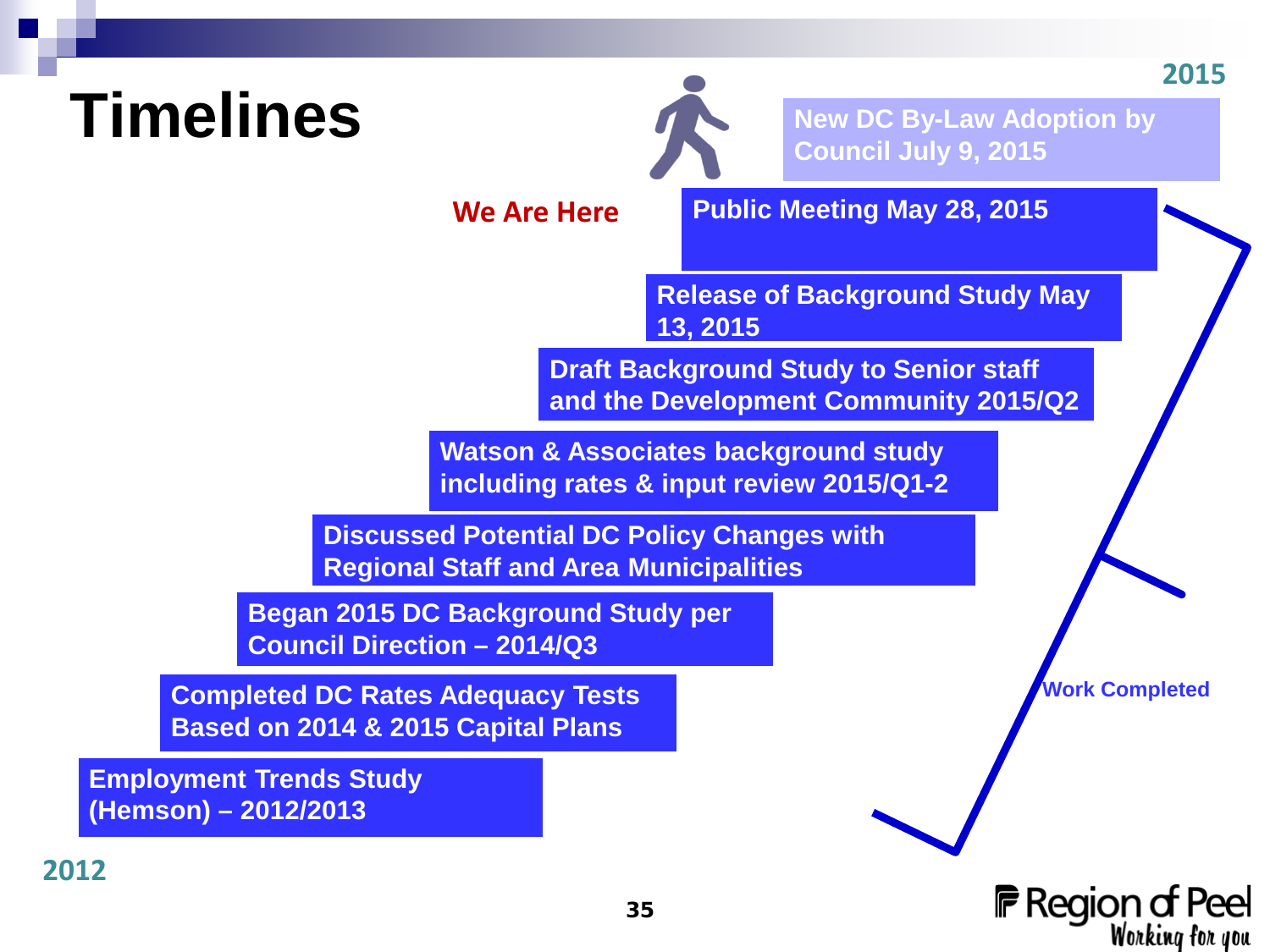# Timelines

2015

New DC By-Law Adoption by Council July 9, 2015

We Are Here

Public Meeting May 28, 2015

Release of Background Study May 13, 2015

Draft Background Study to Senior staff and the Development Community 2015/Q2

Watson & Associates background study including rates & input review 2015/Q1-2

Discussed Potential DC Policy Changes with Regional Staff and Area Municipalities

Began 2015 DC Background Study per Council Direction – 2014/Q3

Completed DC Rates Adequacy Tests Based on 2014 & 2015 Capital Plans

Employment Trends Study (Hemson) – 2012/2013

2012

Work Completed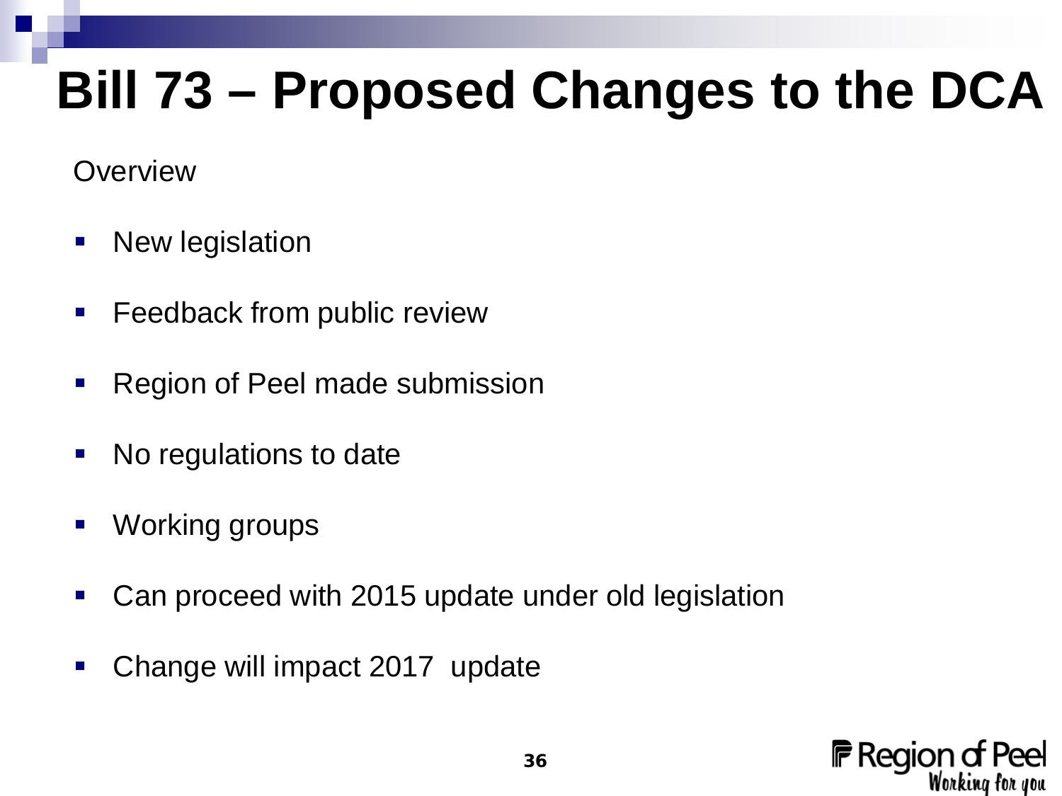# Bill 73 – Proposed Changes to the DCA

Overview

- New legislation
- Feedback from public review
- Region of Peel made submission
- No regulations to date
- Working groups
- Can proceed with 2015 update under old legislation
- Change will impact 2017 update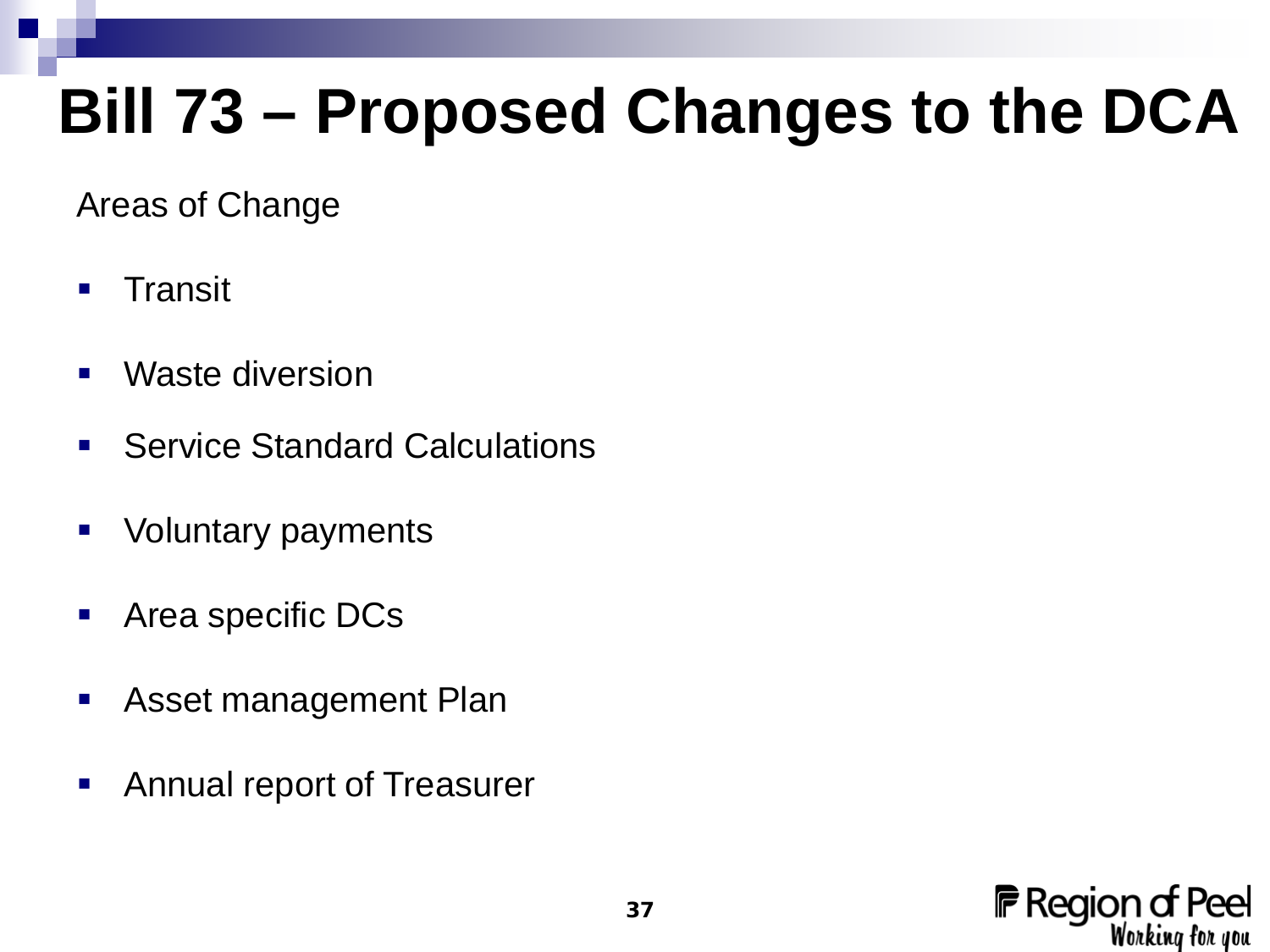# Bill 73 – Proposed Changes to the DCA

Areas of Change

- Transit
- Waste diversion
- Service Standard Calculations
- Voluntary payments
- Area specific DCs
- Asset management Plan
- Annual report of Treasurer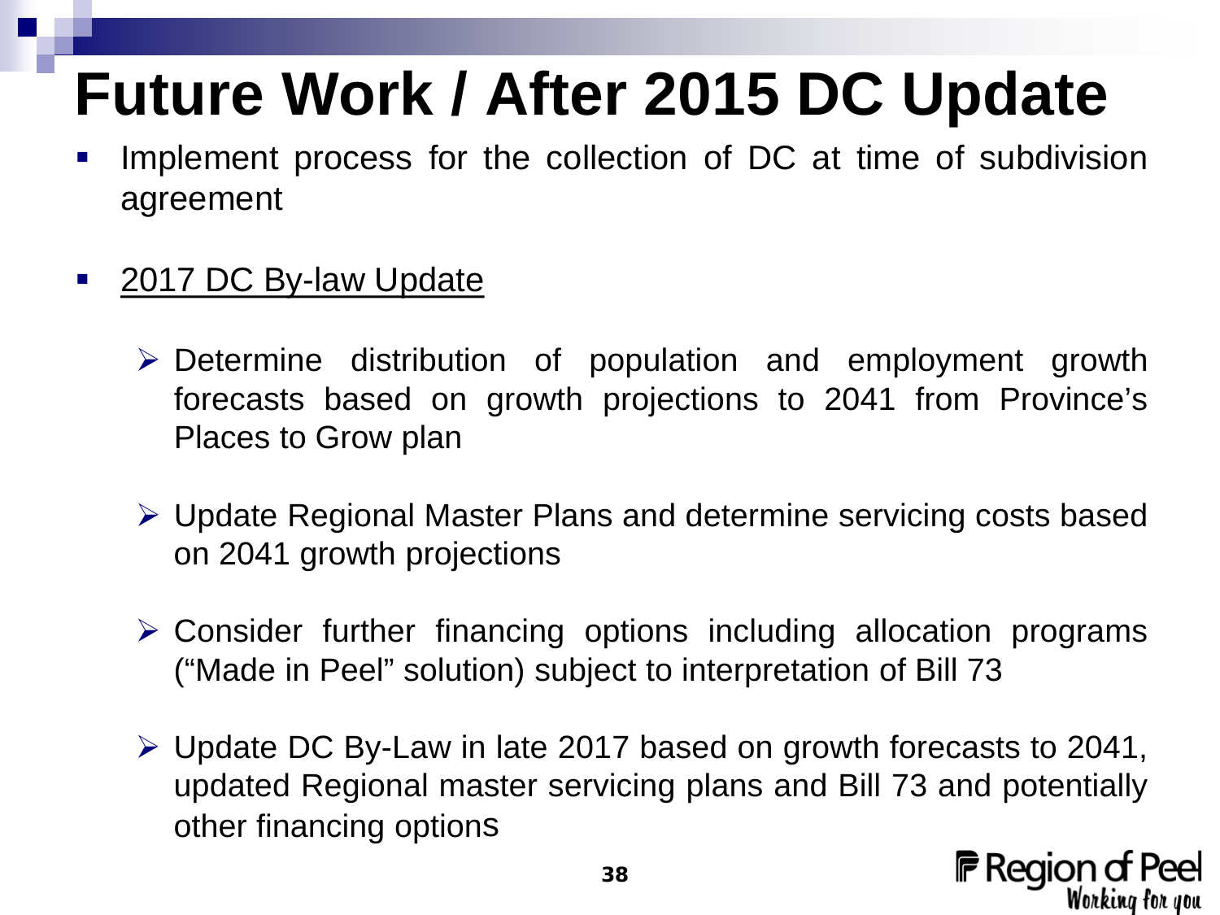# Future Work / After 2015 DC Update

- Implement process for the collection of DC at time of subdivision agreement

- <u>2017 DC By-law Update</u>

  - Determine distribution of population and employment growth forecasts based on growth projections to 2041 from Province's Places to Grow plan

  - Update Regional Master Plans and determine servicing costs based on 2041 growth projections

  - Consider further financing options including allocation programs ("Made in Peel" solution) subject to interpretation of Bill 73

  - Update DC By-Law in late 2017 based on growth forecasts to 2041, updated Regional master servicing plans and Bill 73 and potentially other financing options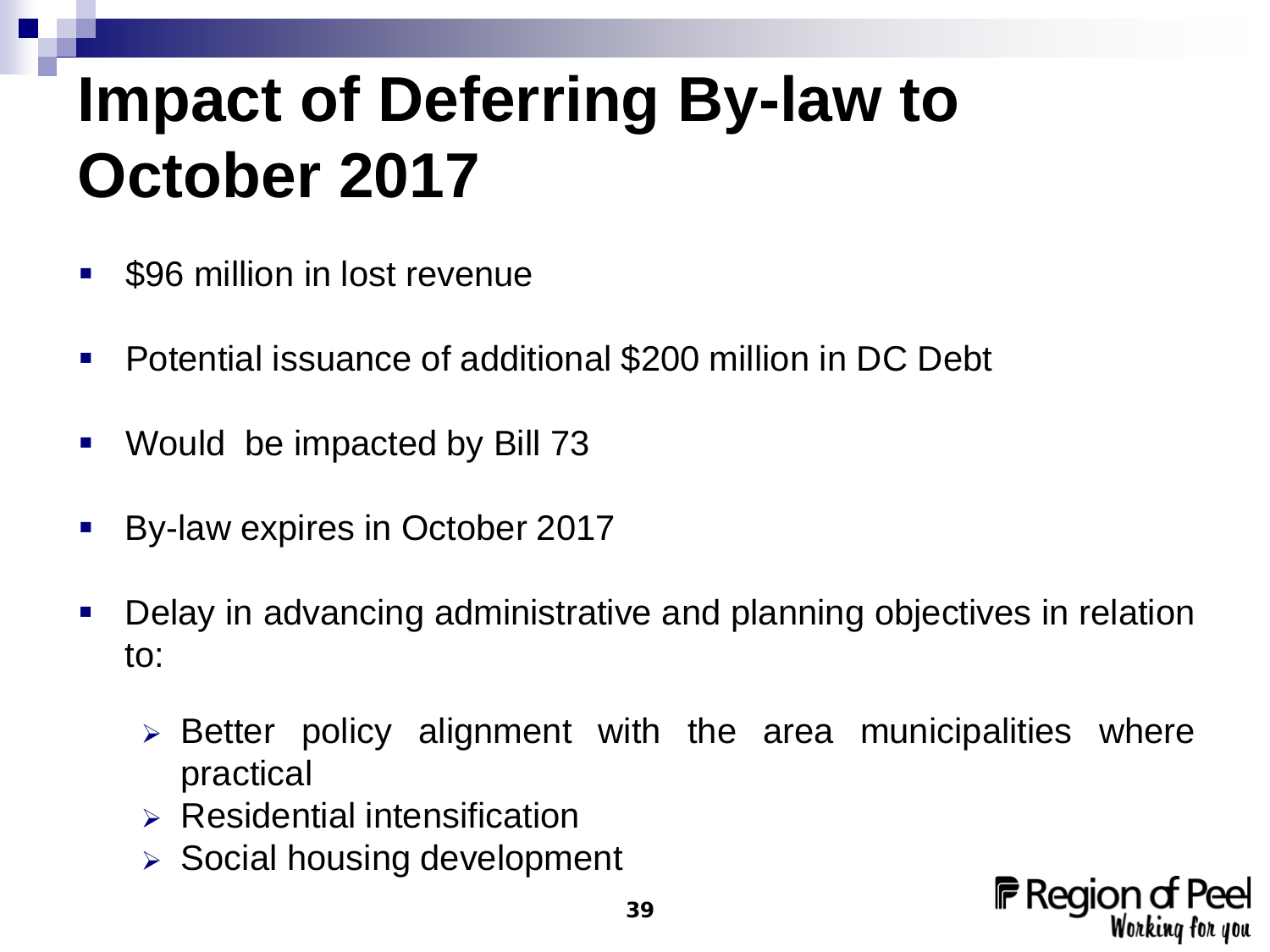# Impact of Deferring By-law to October 2017

- $96 million in lost revenue
- Potential issuance of additional $200 million in DC Debt
- Would be impacted by Bill 73
- By-law expires in October 2017
- Delay in advancing administrative and planning objectives in relation to:
  - Better policy alignment with the area municipalities where practical
  - Residential intensification
  - Social housing development

Region of Peel
*Working for you*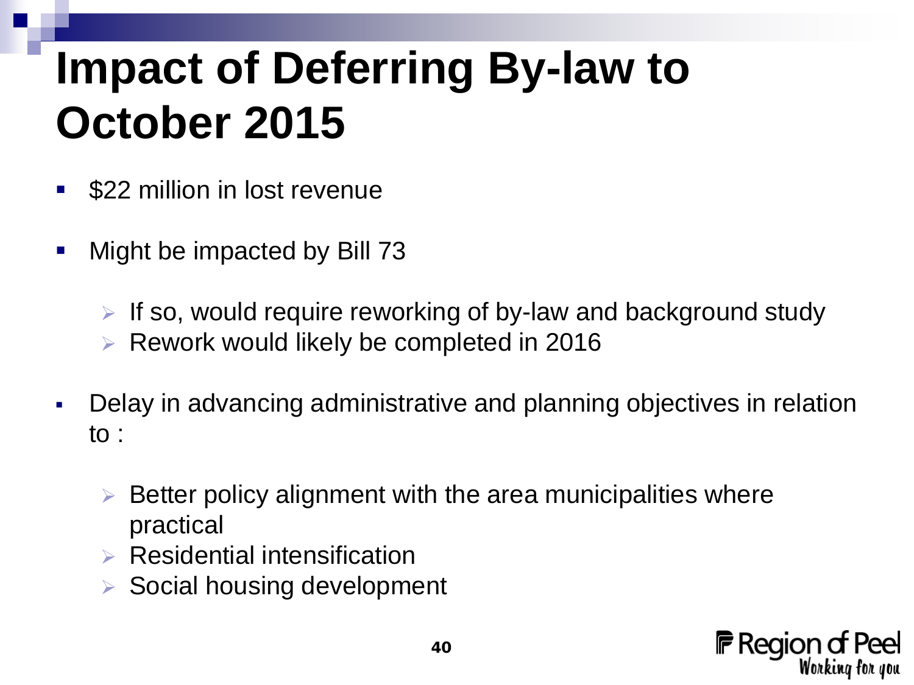# Impact of Deferring By-law to October 2015

- $22 million in lost revenue
- Might be impacted by Bill 73
  - If so, would require reworking of by-law and background study
  - Rework would likely be completed in 2016
- Delay in advancing administrative and planning objectives in relation to :
  - Better policy alignment with the area municipalities where practical
  - Residential intensification
  - Social housing development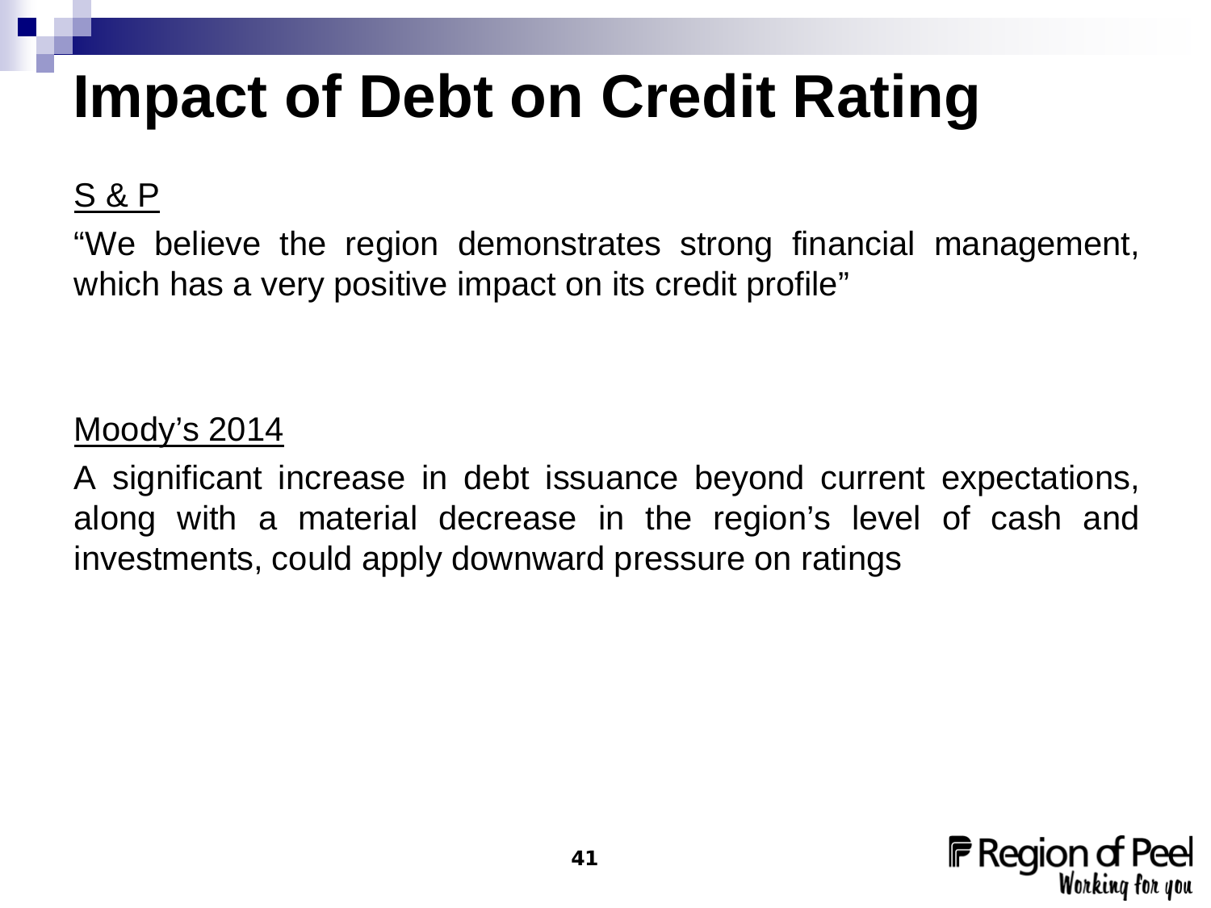# Impact of Debt on Credit Rating

S & P

“We believe the region demonstrates strong financial management, which has a very positive impact on its credit profile”

Moody’s 2014

A significant increase in debt issuance beyond current expectations, along with a material decrease in the region’s level of cash and investments, could apply downward pressure on ratings

Region of Peel
*Working for you*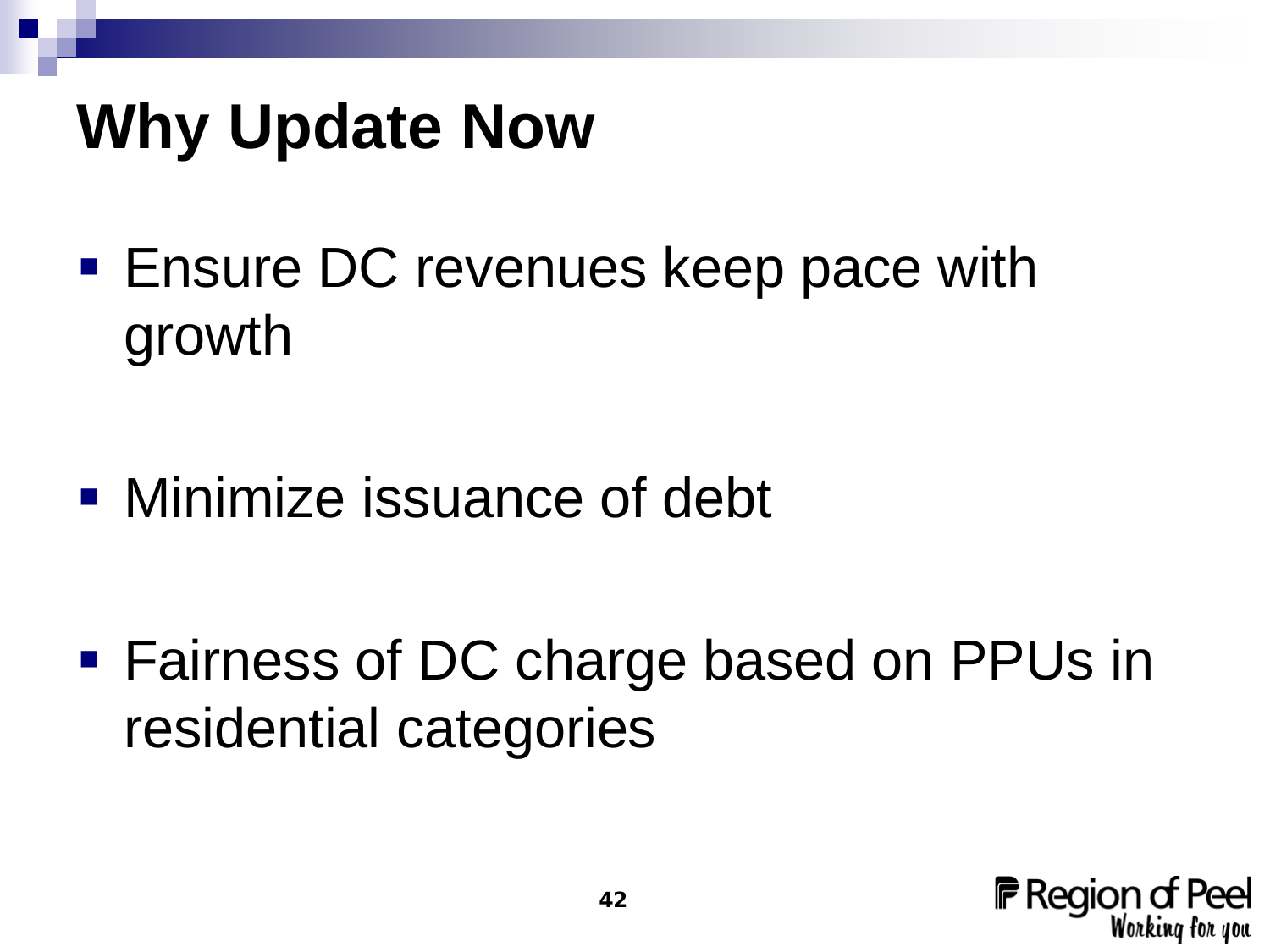# Why Update Now

- Ensure DC revenues keep pace with growth
- Minimize issuance of debt
- Fairness of DC charge based on PPUs in residential categories